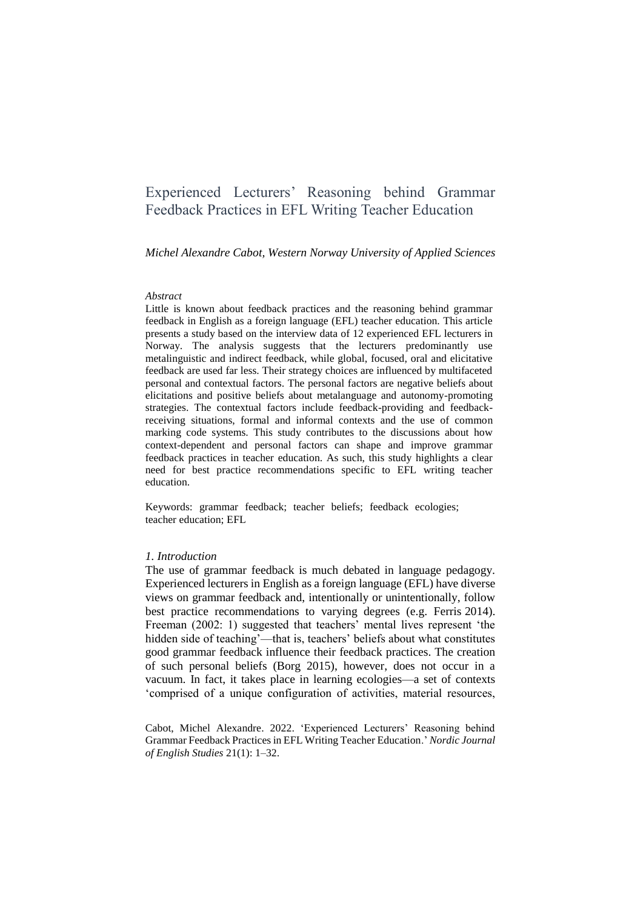# Experienced Lecturers' Reasoning behind Grammar Feedback Practices in EFL Writing Teacher Education

*Michel Alexandre Cabot, Western Norway University of Applied Sciences*

*Abstract*

Little is known about feedback practices and the reasoning behind grammar feedback in English as a foreign language (EFL) teacher education. This article presents a study based on the interview data of 12 experienced EFL lecturers in Norway. The analysis suggests that the lecturers predominantly use metalinguistic and indirect feedback, while global, focused, oral and elicitative feedback are used far less. Their strategy choices are influenced by multifaceted personal and contextual factors. The personal factors are negative beliefs about elicitations and positive beliefs about metalanguage and autonomy-promoting strategies. The contextual factors include feedback-providing and feedback-receiving situations, formal and informal contexts and the use of common marking code systems. This study contributes to the discussions about how context-dependent and personal factors can shape and improve grammar feedback practices in teacher education. As such, this study highlights a clear need for best practice recommendations specific to EFL writing teacher education.

Keywords: grammar feedback; teacher beliefs; feedback ecologies; teacher education; EFL

## *1. Introduction*

The use of grammar feedback is much debated in language pedagogy. Experienced lecturers in English as a foreign language (EFL) have diverse views on grammar feedback and, intentionally or unintentionally, follow best practice recommendations to varying degrees (e.g. Ferris 2014). Freeman (2002: 1) suggested that teachers' mental lives represent 'the hidden side of teaching'—that is, teachers' beliefs about what constitutes good grammar feedback influence their feedback practices. The creation of such personal beliefs (Borg 2015), however, does not occur in a vacuum. In fact, it takes place in learning ecologies—a set of contexts 'comprised of a unique configuration of activities, material resources,

Cabot, Michel Alexandre. 2022. 'Experienced Lecturers' Reasoning behind Grammar Feedback Practices in EFL Writing Teacher Education.' *Nordic Journal of English Studies* 21(1): 1–32.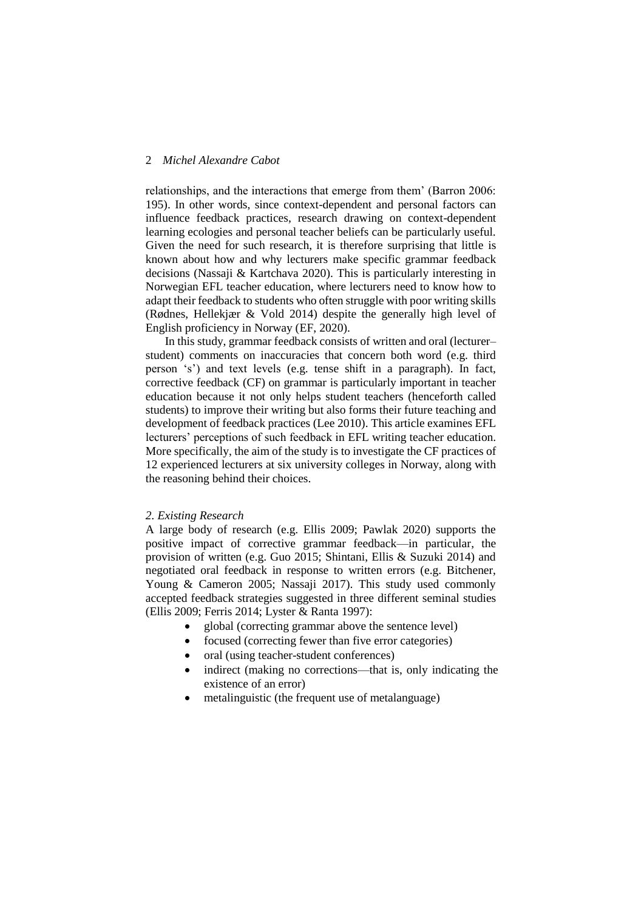relationships, and the interactions that emerge from them' (Barron 2006: 195). In other words, since context-dependent and personal factors can influence feedback practices, research drawing on context-dependent learning ecologies and personal teacher beliefs can be particularly useful. Given the need for such research, it is therefore surprising that little is known about how and why lecturers make specific grammar feedback decisions (Nassaji & Kartchava 2020). This is particularly interesting in Norwegian EFL teacher education, where lecturers need to know how to adapt their feedback to students who often struggle with poor writing skills (Rødnes, Hellekjær & Vold 2014) despite the generally high level of English proficiency in Norway (EF, 2020).

In this study, grammar feedback consists of written and oral (lecturer–student) comments on inaccuracies that concern both word (e.g. third person 's') and text levels (e.g. tense shift in a paragraph). In fact, corrective feedback (CF) on grammar is particularly important in teacher education because it not only helps student teachers (henceforth called students) to improve their writing but also forms their future teaching and development of feedback practices (Lee 2010). This article examines EFL lecturers' perceptions of such feedback in EFL writing teacher education. More specifically, the aim of the study is to investigate the CF practices of 12 experienced lecturers at six university colleges in Norway, along with the reasoning behind their choices.

## *2. Existing Research*

A large body of research (e.g. Ellis 2009; Pawlak 2020) supports the positive impact of corrective grammar feedback—in particular, the provision of written (e.g. Guo 2015; Shintani, Ellis & Suzuki 2014) and negotiated oral feedback in response to written errors (e.g. Bitchener, Young & Cameron 2005; Nassaji 2017). This study used commonly accepted feedback strategies suggested in three different seminal studies (Ellis 2009; Ferris 2014; Lyster & Ranta 1997):

- global (correcting grammar above the sentence level)
- focused (correcting fewer than five error categories)
- oral (using teacher-student conferences)
- indirect (making no corrections—that is, only indicating the existence of an error)
- metalinguistic (the frequent use of metalanguage)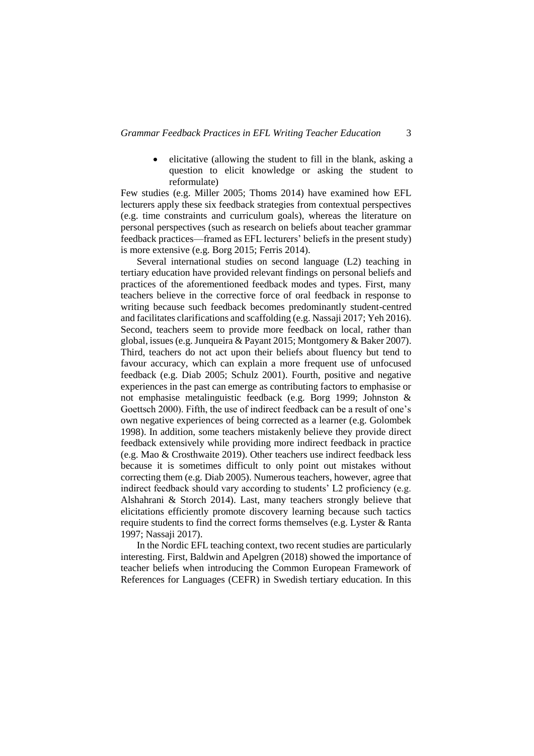- elicitative (allowing the student to fill in the blank, asking a question to elicit knowledge or asking the student to reformulate)

Few studies (e.g. Miller 2005; Thoms 2014) have examined how EFL lecturers apply these six feedback strategies from contextual perspectives (e.g. time constraints and curriculum goals), whereas the literature on personal perspectives (such as research on beliefs about teacher grammar feedback practices—framed as EFL lecturers' beliefs in the present study) is more extensive (e.g. Borg 2015; Ferris 2014).

Several international studies on second language (L2) teaching in tertiary education have provided relevant findings on personal beliefs and practices of the aforementioned feedback modes and types. First, many teachers believe in the corrective force of oral feedback in response to writing because such feedback becomes predominantly student-centred and facilitates clarifications and scaffolding (e.g. Nassaji 2017; Yeh 2016). Second, teachers seem to provide more feedback on local, rather than global, issues (e.g. Junqueira & Payant 2015; Montgomery & Baker 2007). Third, teachers do not act upon their beliefs about fluency but tend to favour accuracy, which can explain a more frequent use of unfocused feedback (e.g. Diab 2005; Schulz 2001). Fourth, positive and negative experiences in the past can emerge as contributing factors to emphasise or not emphasise metalinguistic feedback (e.g. Borg 1999; Johnston & Goettsch 2000). Fifth, the use of indirect feedback can be a result of one's own negative experiences of being corrected as a learner (e.g. Golombek 1998). In addition, some teachers mistakenly believe they provide direct feedback extensively while providing more indirect feedback in practice (e.g. Mao & Crosthwaite 2019). Other teachers use indirect feedback less because it is sometimes difficult to only point out mistakes without correcting them (e.g. Diab 2005). Numerous teachers, however, agree that indirect feedback should vary according to students' L2 proficiency (e.g. Alshahrani & Storch 2014). Last, many teachers strongly believe that elicitations efficiently promote discovery learning because such tactics require students to find the correct forms themselves (e.g. Lyster & Ranta 1997; Nassaji 2017).

In the Nordic EFL teaching context, two recent studies are particularly interesting. First, Baldwin and Apelgren (2018) showed the importance of teacher beliefs when introducing the Common European Framework of References for Languages (CEFR) in Swedish tertiary education. In this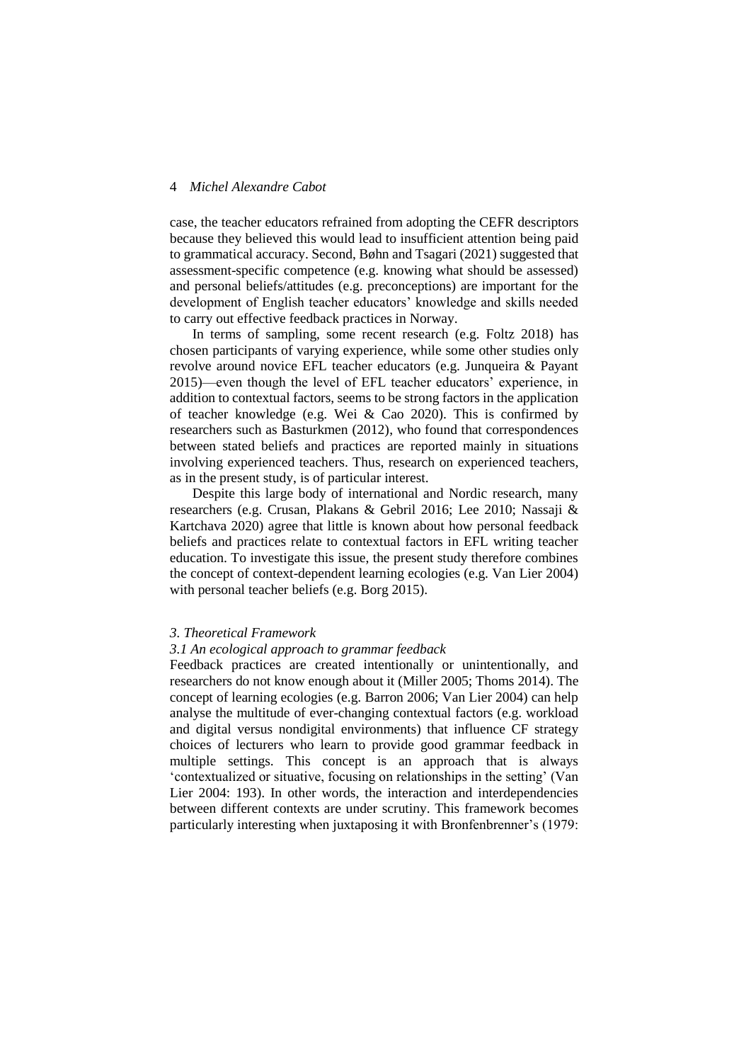case, the teacher educators refrained from adopting the CEFR descriptors because they believed this would lead to insufficient attention being paid to grammatical accuracy. Second, Bøhn and Tsagari (2021) suggested that assessment-specific competence (e.g. knowing what should be assessed) and personal beliefs/attitudes (e.g. preconceptions) are important for the development of English teacher educators' knowledge and skills needed to carry out effective feedback practices in Norway.

In terms of sampling, some recent research (e.g. Foltz 2018) has chosen participants of varying experience, while some other studies only revolve around novice EFL teacher educators (e.g. Junqueira & Payant 2015)—even though the level of EFL teacher educators' experience, in addition to contextual factors, seems to be strong factors in the application of teacher knowledge (e.g. Wei & Cao 2020). This is confirmed by researchers such as Basturkmen (2012), who found that correspondences between stated beliefs and practices are reported mainly in situations involving experienced teachers. Thus, research on experienced teachers, as in the present study, is of particular interest.

Despite this large body of international and Nordic research, many researchers (e.g. Crusan, Plakans & Gebril 2016; Lee 2010; Nassaji & Kartchava 2020) agree that little is known about how personal feedback beliefs and practices relate to contextual factors in EFL writing teacher education. To investigate this issue, the present study therefore combines the concept of context-dependent learning ecologies (e.g. Van Lier 2004) with personal teacher beliefs (e.g. Borg 2015).

## *3. Theoretical Framework*

### *3.1 An ecological approach to grammar feedback*

Feedback practices are created intentionally or unintentionally, and researchers do not know enough about it (Miller 2005; Thoms 2014). The concept of learning ecologies (e.g. Barron 2006; Van Lier 2004) can help analyse the multitude of ever-changing contextual factors (e.g. workload and digital versus nondigital environments) that influence CF strategy choices of lecturers who learn to provide good grammar feedback in multiple settings. This concept is an approach that is always 'contextualized or situative, focusing on relationships in the setting' (Van Lier 2004: 193). In other words, the interaction and interdependencies between different contexts are under scrutiny. This framework becomes particularly interesting when juxtaposing it with Bronfenbrenner's (1979: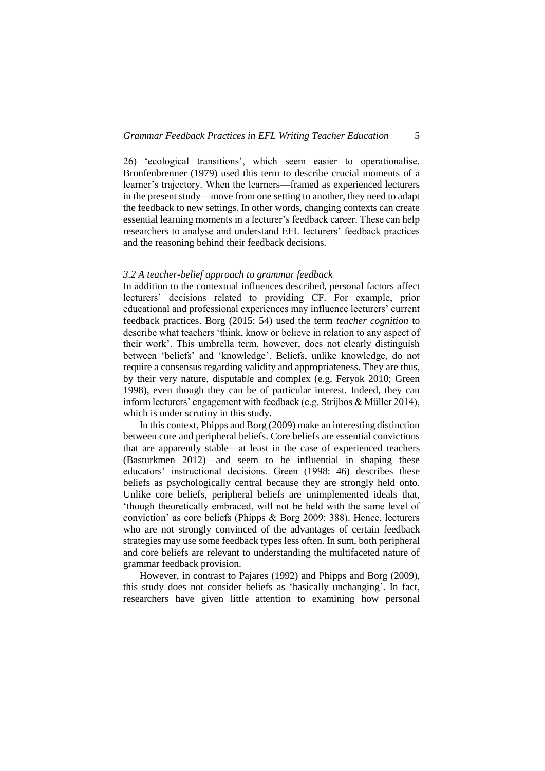26) 'ecological transitions', which seem easier to operationalise. Bronfenbrenner (1979) used this term to describe crucial moments of a learner's trajectory. When the learners—framed as experienced lecturers in the present study—move from one setting to another, they need to adapt the feedback to new settings. In other words, changing contexts can create essential learning moments in a lecturer's feedback career. These can help researchers to analyse and understand EFL lecturers' feedback practices and the reasoning behind their feedback decisions.

### *3.2 A teacher-belief approach to grammar feedback*

In addition to the contextual influences described, personal factors affect lecturers' decisions related to providing CF. For example, prior educational and professional experiences may influence lecturers' current feedback practices. Borg (2015: 54) used the term *teacher cognition* to describe what teachers 'think, know or believe in relation to any aspect of their work'. This umbrella term, however, does not clearly distinguish between 'beliefs' and 'knowledge'. Beliefs, unlike knowledge, do not require a consensus regarding validity and appropriateness. They are thus, by their very nature, disputable and complex (e.g. Feryok 2010; Green 1998), even though they can be of particular interest. Indeed, they can inform lecturers' engagement with feedback (e.g. Strijbos & Müller 2014), which is under scrutiny in this study.

In this context, Phipps and Borg (2009) make an interesting distinction between core and peripheral beliefs. Core beliefs are essential convictions that are apparently stable—at least in the case of experienced teachers (Basturkmen 2012)—and seem to be influential in shaping these educators' instructional decisions. Green (1998: 46) describes these beliefs as psychologically central because they are strongly held onto. Unlike core beliefs, peripheral beliefs are unimplemented ideals that, 'though theoretically embraced, will not be held with the same level of conviction' as core beliefs (Phipps & Borg 2009: 388). Hence, lecturers who are not strongly convinced of the advantages of certain feedback strategies may use some feedback types less often. In sum, both peripheral and core beliefs are relevant to understanding the multifaceted nature of grammar feedback provision.

However, in contrast to Pajares (1992) and Phipps and Borg (2009), this study does not consider beliefs as 'basically unchanging'. In fact, researchers have given little attention to examining how personal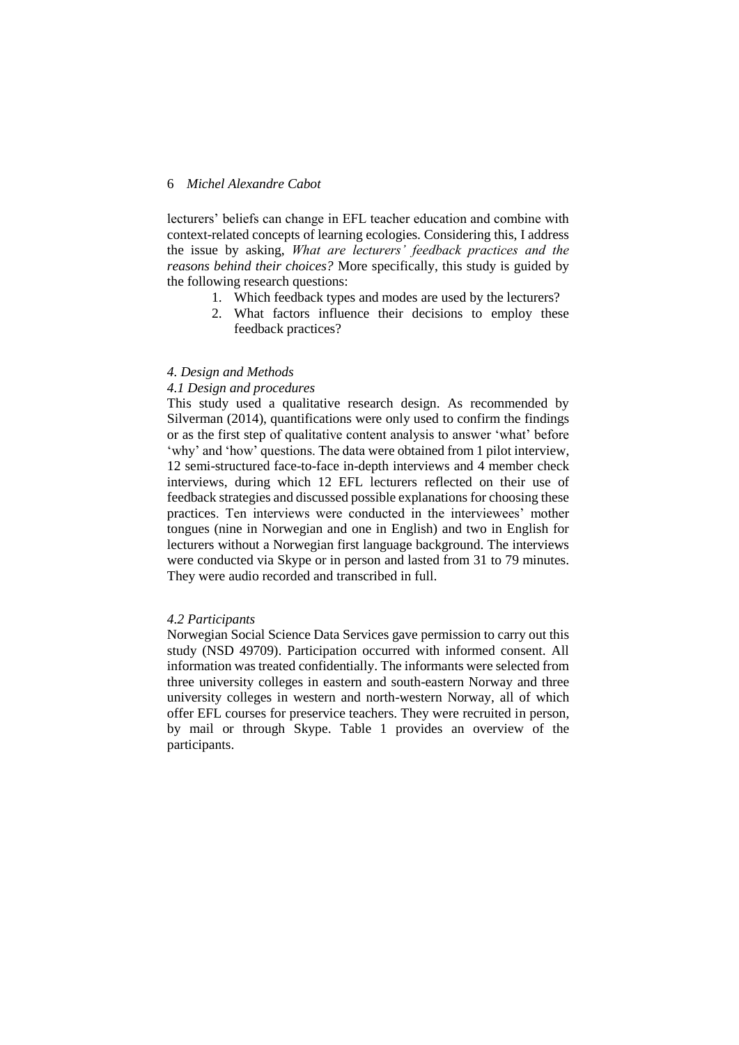lecturers' beliefs can change in EFL teacher education and combine with context-related concepts of learning ecologies. Considering this, I address the issue by asking, *What are lecturers' feedback practices and the reasons behind their choices?* More specifically, this study is guided by the following research questions:

1. Which feedback types and modes are used by the lecturers?
2. What factors influence their decisions to employ these feedback practices?

## *4. Design and Methods*

### *4.1 Design and procedures*

This study used a qualitative research design. As recommended by Silverman (2014), quantifications were only used to confirm the findings or as the first step of qualitative content analysis to answer 'what' before 'why' and 'how' questions. The data were obtained from 1 pilot interview, 12 semi-structured face-to-face in-depth interviews and 4 member check interviews, during which 12 EFL lecturers reflected on their use of feedback strategies and discussed possible explanations for choosing these practices. Ten interviews were conducted in the interviewees' mother tongues (nine in Norwegian and one in English) and two in English for lecturers without a Norwegian first language background. The interviews were conducted via Skype or in person and lasted from 31 to 79 minutes. They were audio recorded and transcribed in full.

### *4.2 Participants*

Norwegian Social Science Data Services gave permission to carry out this study (NSD 49709). Participation occurred with informed consent. All information was treated confidentially. The informants were selected from three university colleges in eastern and south-eastern Norway and three university colleges in western and north-western Norway, all of which offer EFL courses for preservice teachers. They were recruited in person, by mail or through Skype. Table 1 provides an overview of the participants.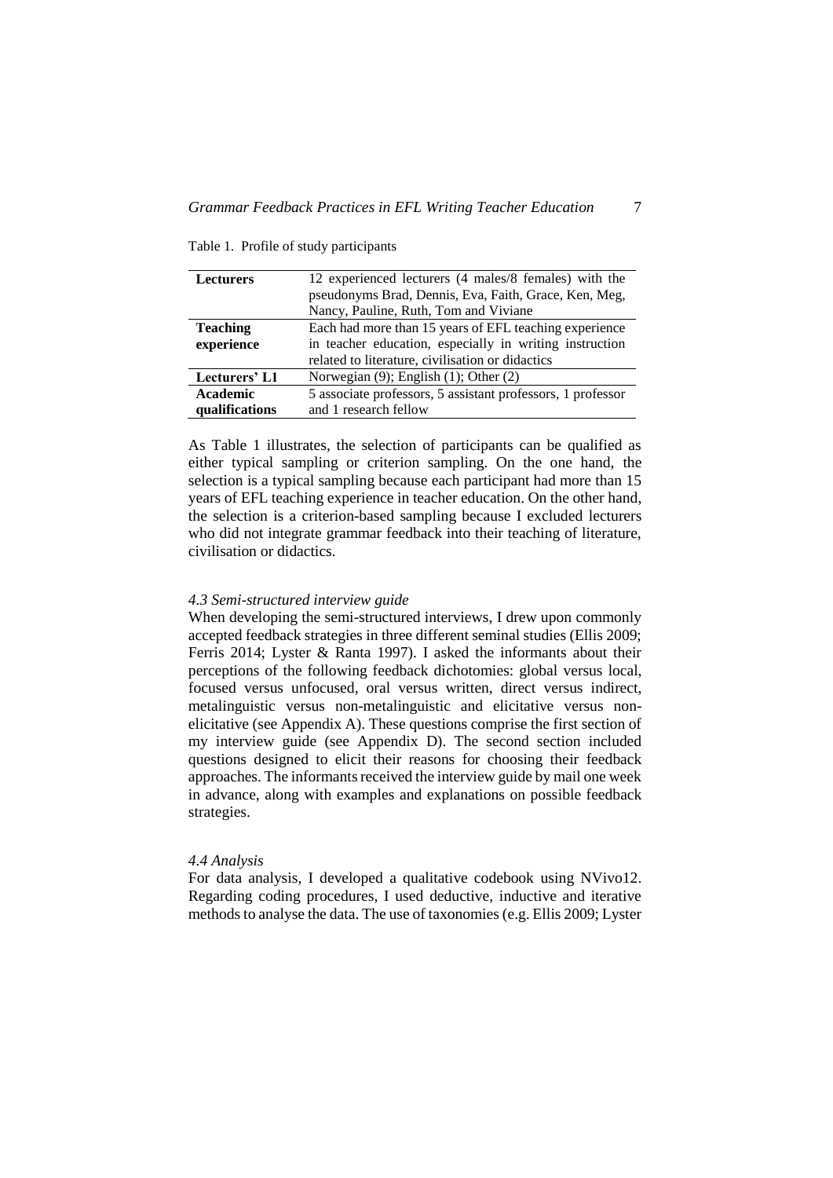Table 1. Profile of study participants

| | |
|---|---|
| **Lecturers** | 12 experienced lecturers (4 males/8 females) with the pseudonyms Brad, Dennis, Eva, Faith, Grace, Ken, Meg, Nancy, Pauline, Ruth, Tom and Viviane |
| **Teaching experience** | Each had more than 15 years of EFL teaching experience in teacher education, especially in writing instruction related to literature, civilisation or didactics |
| **Lecturers' L1** | Norwegian (9); English (1); Other (2) |
| **Academic qualifications** | 5 associate professors, 5 assistant professors, 1 professor and 1 research fellow |

As Table 1 illustrates, the selection of participants can be qualified as either typical sampling or criterion sampling. On the one hand, the selection is a typical sampling because each participant had more than 15 years of EFL teaching experience in teacher education. On the other hand, the selection is a criterion-based sampling because I excluded lecturers who did not integrate grammar feedback into their teaching of literature, civilisation or didactics.

### *4.3 Semi-structured interview guide*

When developing the semi-structured interviews, I drew upon commonly accepted feedback strategies in three different seminal studies (Ellis 2009; Ferris 2014; Lyster & Ranta 1997). I asked the informants about their perceptions of the following feedback dichotomies: global versus local, focused versus unfocused, oral versus written, direct versus indirect, metalinguistic versus non-metalinguistic and elicitative versus non-elicitative (see Appendix A). These questions comprise the first section of my interview guide (see Appendix D). The second section included questions designed to elicit their reasons for choosing their feedback approaches. The informants received the interview guide by mail one week in advance, along with examples and explanations on possible feedback strategies.

### *4.4 Analysis*

For data analysis, I developed a qualitative codebook using NVivo12. Regarding coding procedures, I used deductive, inductive and iterative methods to analyse the data. The use of taxonomies (e.g. Ellis 2009; Lyster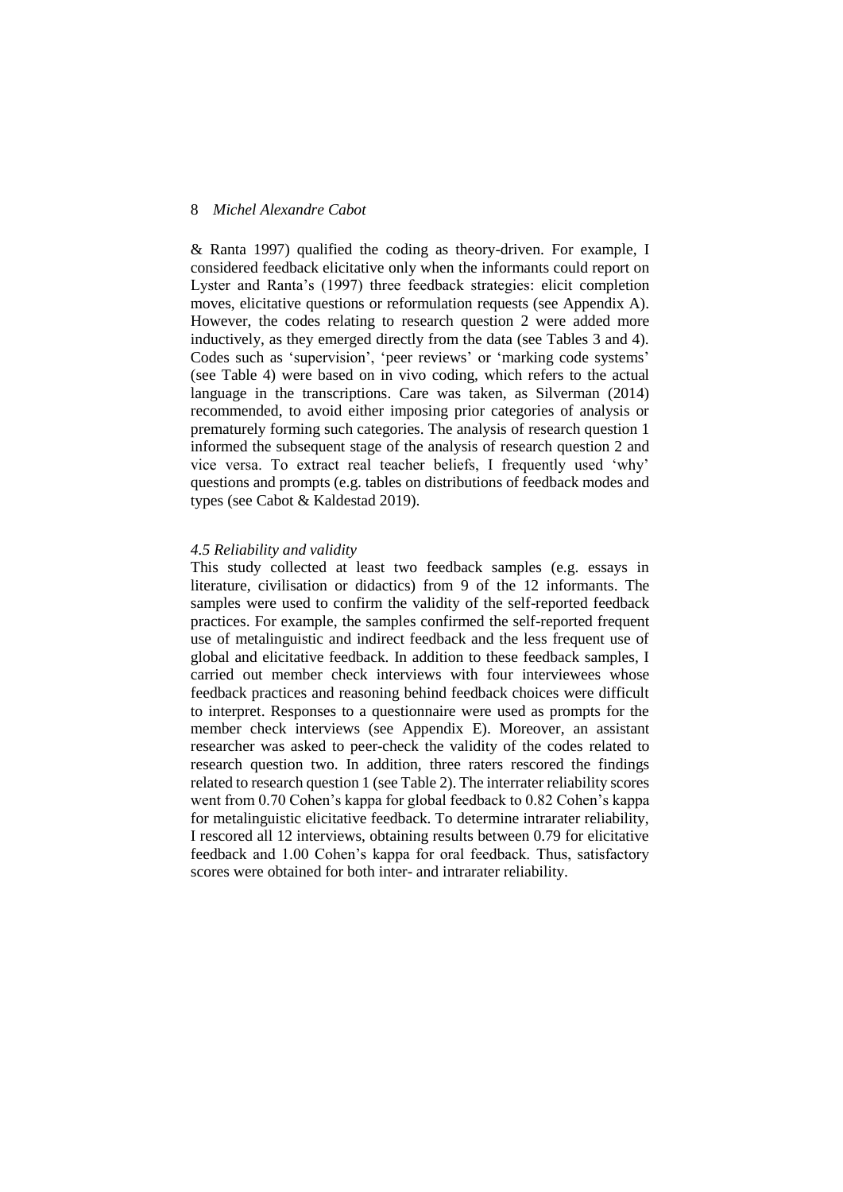& Ranta 1997) qualified the coding as theory-driven. For example, I considered feedback elicitative only when the informants could report on Lyster and Ranta's (1997) three feedback strategies: elicit completion moves, elicitative questions or reformulation requests (see Appendix A). However, the codes relating to research question 2 were added more inductively, as they emerged directly from the data (see Tables 3 and 4). Codes such as 'supervision', 'peer reviews' or 'marking code systems' (see Table 4) were based on in vivo coding, which refers to the actual language in the transcriptions. Care was taken, as Silverman (2014) recommended, to avoid either imposing prior categories of analysis or prematurely forming such categories. The analysis of research question 1 informed the subsequent stage of the analysis of research question 2 and vice versa. To extract real teacher beliefs, I frequently used 'why' questions and prompts (e.g. tables on distributions of feedback modes and types (see Cabot & Kaldestad 2019).

### *4.5 Reliability and validity*

This study collected at least two feedback samples (e.g. essays in literature, civilisation or didactics) from 9 of the 12 informants. The samples were used to confirm the validity of the self-reported feedback practices. For example, the samples confirmed the self-reported frequent use of metalinguistic and indirect feedback and the less frequent use of global and elicitative feedback. In addition to these feedback samples, I carried out member check interviews with four interviewees whose feedback practices and reasoning behind feedback choices were difficult to interpret. Responses to a questionnaire were used as prompts for the member check interviews (see Appendix E). Moreover, an assistant researcher was asked to peer-check the validity of the codes related to research question two. In addition, three raters rescored the findings related to research question 1 (see Table 2). The interrater reliability scores went from 0.70 Cohen's kappa for global feedback to 0.82 Cohen's kappa for metalinguistic elicitative feedback. To determine intrarater reliability, I rescored all 12 interviews, obtaining results between 0.79 for elicitative feedback and 1.00 Cohen's kappa for oral feedback. Thus, satisfactory scores were obtained for both inter- and intrarater reliability.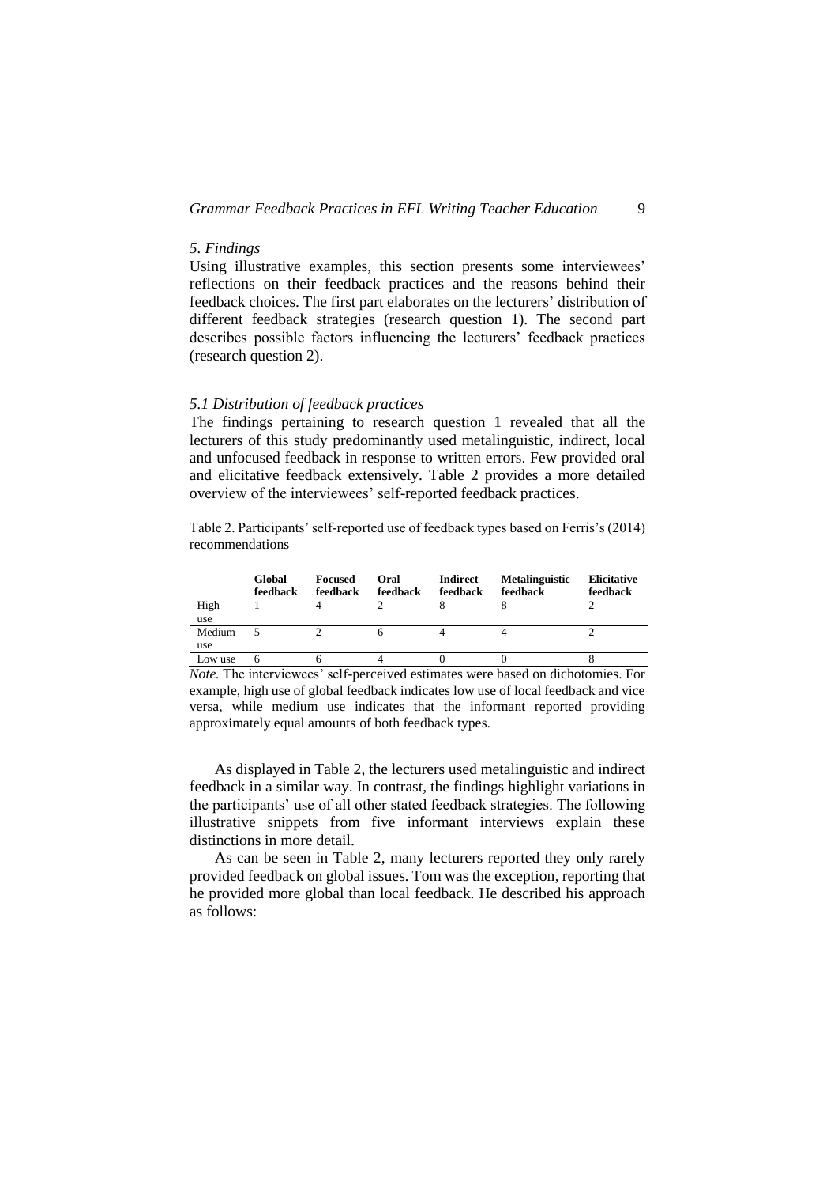## 5. Findings

Using illustrative examples, this section presents some interviewees' reflections on their feedback practices and the reasons behind their feedback choices. The first part elaborates on the lecturers' distribution of different feedback strategies (research question 1). The second part describes possible factors influencing the lecturers' feedback practices (research question 2).

### 5.1 Distribution of feedback practices

The findings pertaining to research question 1 revealed that all the lecturers of this study predominantly used metalinguistic, indirect, local and unfocused feedback in response to written errors. Few provided oral and elicitative feedback extensively. Table 2 provides a more detailed overview of the interviewees' self-reported feedback practices.

Table 2. Participants' self-reported use of feedback types based on Ferris's (2014) recommendations

| | **Global feedback** | **Focused feedback** | **Oral feedback** | **Indirect feedback** | **Metalinguistic feedback** | **Elicitative feedback** |
|---|---|---|---|---|---|---|
| High use | 1 | 4 | 2 | 8 | 8 | 2 |
| Medium use | 5 | 2 | 6 | 4 | 4 | 2 |
| Low use | 6 | 6 | 4 | 0 | 0 | 8 |

*Note.* The interviewees' self-perceived estimates were based on dichotomies. For example, high use of global feedback indicates low use of local feedback and vice versa, while medium use indicates that the informant reported providing approximately equal amounts of both feedback types.

As displayed in Table 2, the lecturers used metalinguistic and indirect feedback in a similar way. In contrast, the findings highlight variations in the participants' use of all other stated feedback strategies. The following illustrative snippets from five informant interviews explain these distinctions in more detail.

As can be seen in Table 2, many lecturers reported they only rarely provided feedback on global issues. Tom was the exception, reporting that he provided more global than local feedback. He described his approach as follows: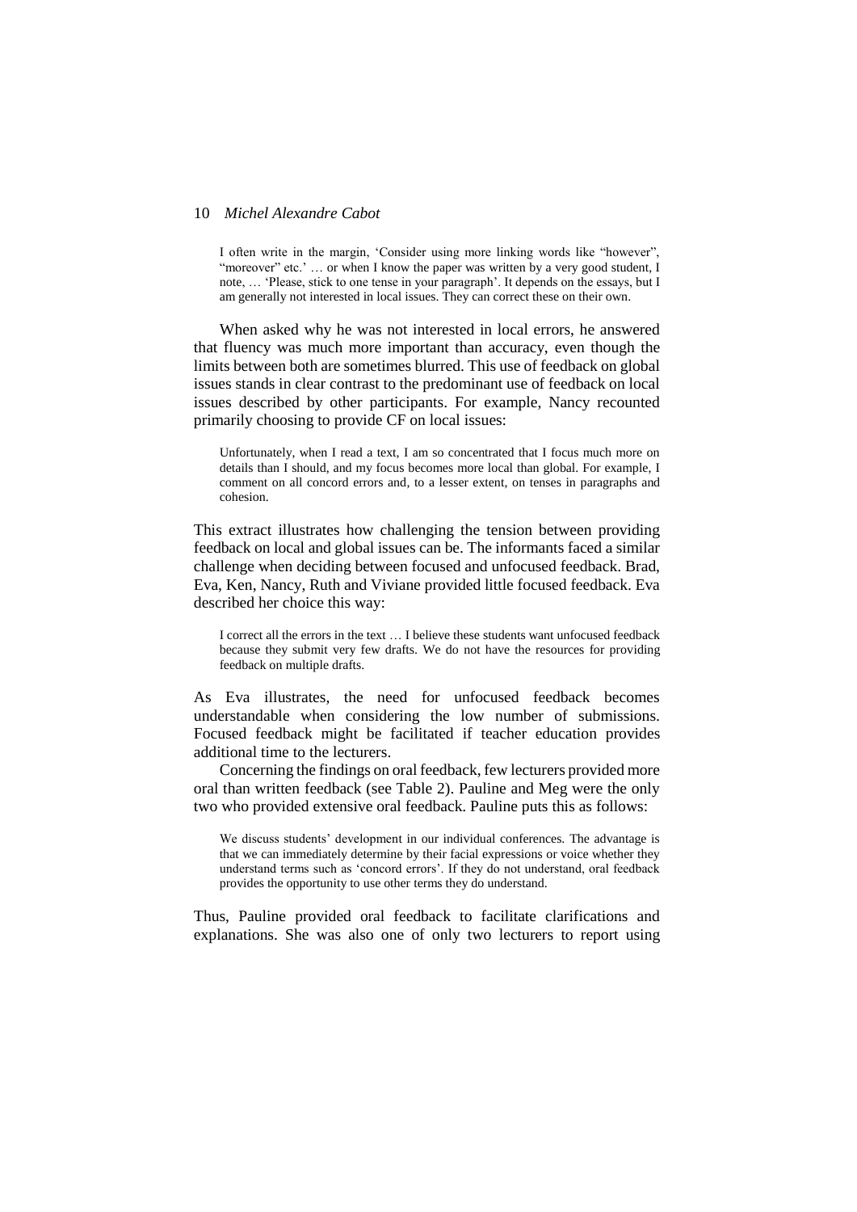> I often write in the margin, 'Consider using more linking words like "however", "moreover" etc.' … or when I know the paper was written by a very good student, I note, … 'Please, stick to one tense in your paragraph'. It depends on the essays, but I am generally not interested in local issues. They can correct these on their own.

When asked why he was not interested in local errors, he answered that fluency was much more important than accuracy, even though the limits between both are sometimes blurred. This use of feedback on global issues stands in clear contrast to the predominant use of feedback on local issues described by other participants. For example, Nancy recounted primarily choosing to provide CF on local issues:

> Unfortunately, when I read a text, I am so concentrated that I focus much more on details than I should, and my focus becomes more local than global. For example, I comment on all concord errors and, to a lesser extent, on tenses in paragraphs and cohesion.

This extract illustrates how challenging the tension between providing feedback on local and global issues can be. The informants faced a similar challenge when deciding between focused and unfocused feedback. Brad, Eva, Ken, Nancy, Ruth and Viviane provided little focused feedback. Eva described her choice this way:

> I correct all the errors in the text … I believe these students want unfocused feedback because they submit very few drafts. We do not have the resources for providing feedback on multiple drafts.

As Eva illustrates, the need for unfocused feedback becomes understandable when considering the low number of submissions. Focused feedback might be facilitated if teacher education provides additional time to the lecturers.

Concerning the findings on oral feedback, few lecturers provided more oral than written feedback (see Table 2). Pauline and Meg were the only two who provided extensive oral feedback. Pauline puts this as follows:

> We discuss students' development in our individual conferences. The advantage is that we can immediately determine by their facial expressions or voice whether they understand terms such as 'concord errors'. If they do not understand, oral feedback provides the opportunity to use other terms they do understand.

Thus, Pauline provided oral feedback to facilitate clarifications and explanations. She was also one of only two lecturers to report using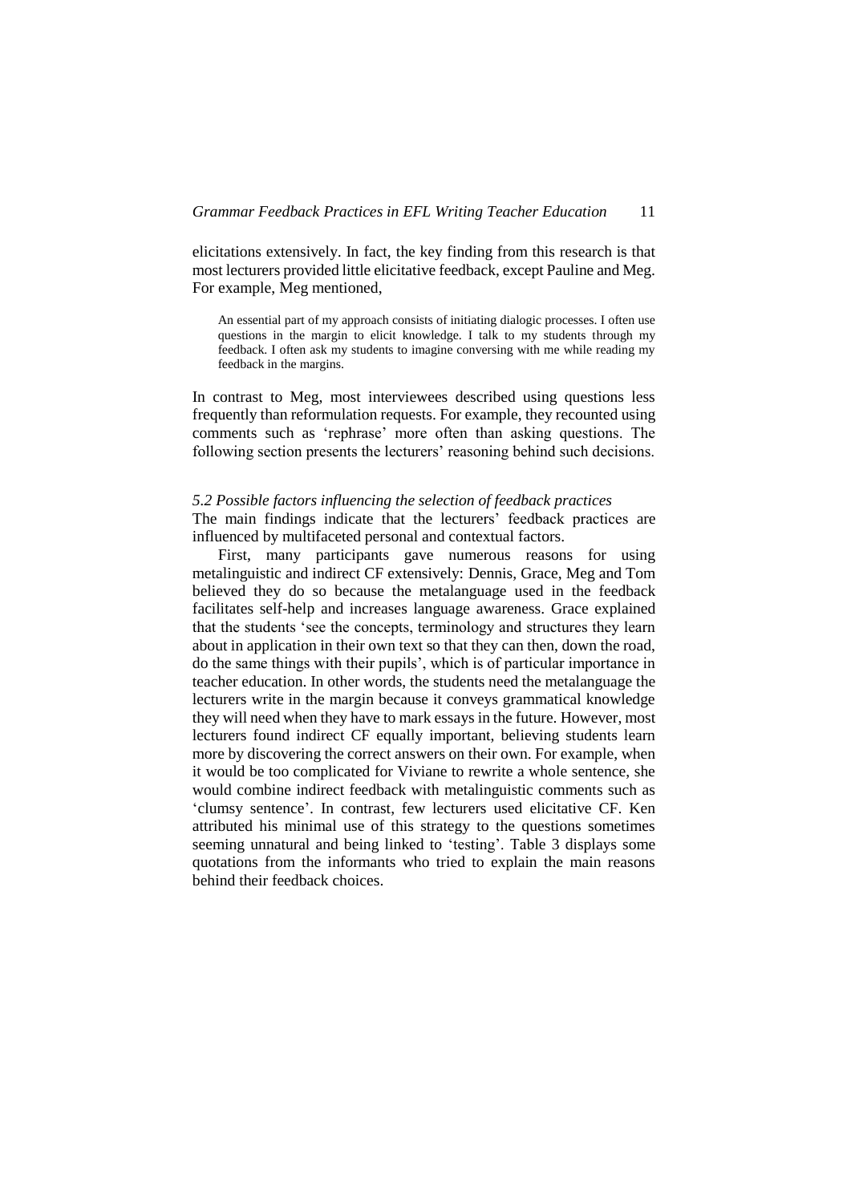elicitations extensively. In fact, the key finding from this research is that most lecturers provided little elicitative feedback, except Pauline and Meg. For example, Meg mentioned,

> An essential part of my approach consists of initiating dialogic processes. I often use questions in the margin to elicit knowledge. I talk to my students through my feedback. I often ask my students to imagine conversing with me while reading my feedback in the margins.

In contrast to Meg, most interviewees described using questions less frequently than reformulation requests. For example, they recounted using comments such as 'rephrase' more often than asking questions. The following section presents the lecturers' reasoning behind such decisions.

### *5.2 Possible factors influencing the selection of feedback practices*

The main findings indicate that the lecturers' feedback practices are influenced by multifaceted personal and contextual factors.

First, many participants gave numerous reasons for using metalinguistic and indirect CF extensively: Dennis, Grace, Meg and Tom believed they do so because the metalanguage used in the feedback facilitates self-help and increases language awareness. Grace explained that the students 'see the concepts, terminology and structures they learn about in application in their own text so that they can then, down the road, do the same things with their pupils', which is of particular importance in teacher education. In other words, the students need the metalanguage the lecturers write in the margin because it conveys grammatical knowledge they will need when they have to mark essays in the future. However, most lecturers found indirect CF equally important, believing students learn more by discovering the correct answers on their own. For example, when it would be too complicated for Viviane to rewrite a whole sentence, she would combine indirect feedback with metalinguistic comments such as 'clumsy sentence'. In contrast, few lecturers used elicitative CF. Ken attributed his minimal use of this strategy to the questions sometimes seeming unnatural and being linked to 'testing'. Table 3 displays some quotations from the informants who tried to explain the main reasons behind their feedback choices.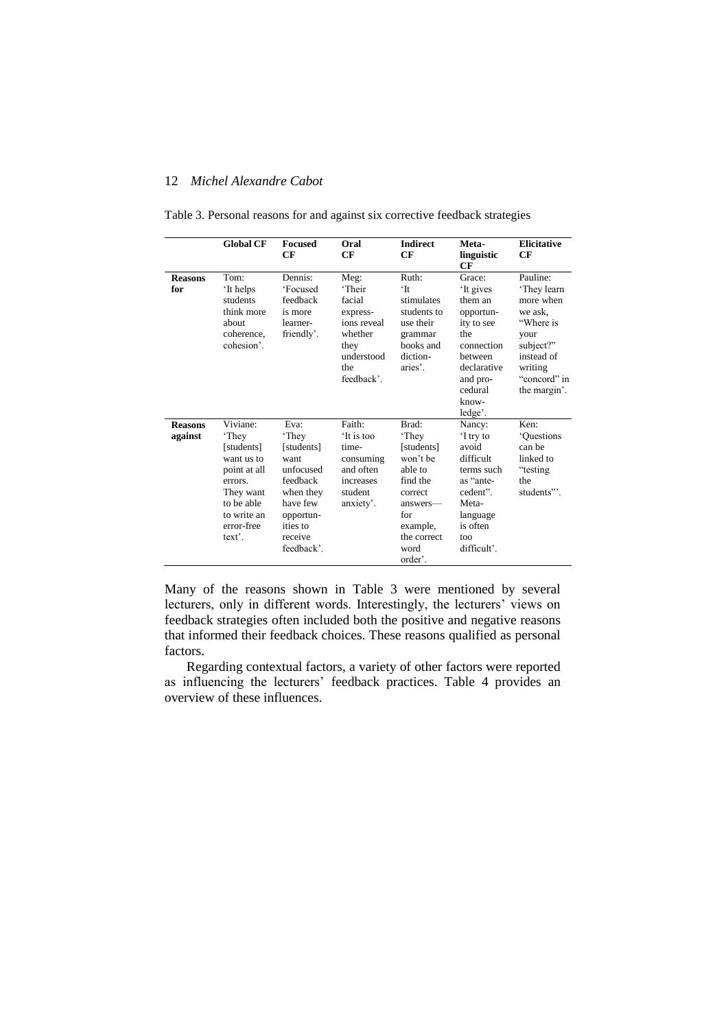Table 3. Personal reasons for and against six corrective feedback strategies

| | **Global CF** | **Focused CF** | **Oral CF** | **Indirect CF** | **Meta-linguistic CF** | **Elicitative CF** |
|---|---|---|---|---|---|---|
| **Reasons for** | Tom: 'It helps students think more about coherence, cohesion'. | Dennis: 'Focused feedback is more learner-friendly'. | Meg: 'Their facial expressions reveal whether they understood the feedback'. | Ruth: 'It stimulates students to use their grammar books and dictionaries'. | Grace: 'It gives them an opportunity to see the connection between declarative and procedural knowledge'. | Pauline: 'They learn more when we ask, "Where is your subject?" instead of writing "concord" in the margin'. |
| **Reasons against** | Viviane: 'They [students] want us to point at all errors. They want to be able to write an error-free text'. | Eva: 'They [students] want unfocused feedback when they have few opportunities to receive feedback'. | Faith: 'It is too time-consuming and often increases student anxiety'. | Brad: 'They [students] won't be able to find the correct answers—for example, the correct word order'. | Nancy: 'I try to avoid difficult terms such as "antecedent". Meta-language is often too difficult'. | Ken: 'Questions can be linked to "testing the students"'. |

Many of the reasons shown in Table 3 were mentioned by several lecturers, only in different words. Interestingly, the lecturers' views on feedback strategies often included both the positive and negative reasons that informed their feedback choices. These reasons qualified as personal factors.

Regarding contextual factors, a variety of other factors were reported as influencing the lecturers' feedback practices. Table 4 provides an overview of these influences.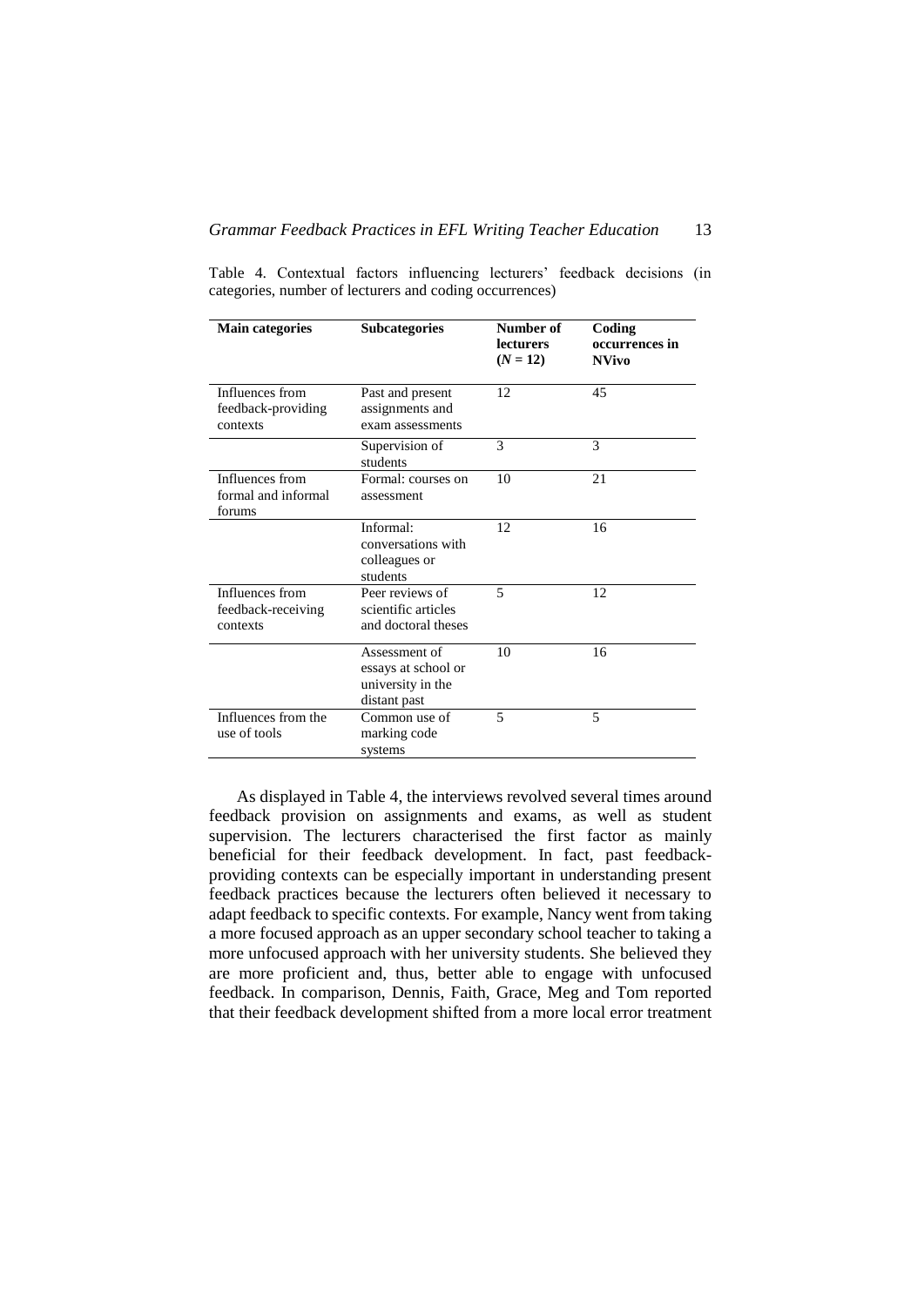Table 4. Contextual factors influencing lecturers' feedback decisions (in categories, number of lecturers and coding occurrences)

| Main categories | Subcategories | Number of lecturers ($N$ = 12) | Coding occurrences in NVivo |
|---|---|---|---|
| Influences from feedback-providing contexts | Past and present assignments and exam assessments | 12 | 45 |
| | Supervision of students | 3 | 3 |
| Influences from formal and informal forums | Formal: courses on assessment | 10 | 21 |
| | Informal: conversations with colleagues or students | 12 | 16 |
| Influences from feedback-receiving contexts | Peer reviews of scientific articles and doctoral theses | 5 | 12 |
| | Assessment of essays at school or university in the distant past | 10 | 16 |
| Influences from the use of tools | Common use of marking code systems | 5 | 5 |

As displayed in Table 4, the interviews revolved several times around feedback provision on assignments and exams, as well as student supervision. The lecturers characterised the first factor as mainly beneficial for their feedback development. In fact, past feedback-providing contexts can be especially important in understanding present feedback practices because the lecturers often believed it necessary to adapt feedback to specific contexts. For example, Nancy went from taking a more focused approach as an upper secondary school teacher to taking a more unfocused approach with her university students. She believed they are more proficient and, thus, better able to engage with unfocused feedback. In comparison, Dennis, Faith, Grace, Meg and Tom reported that their feedback development shifted from a more local error treatment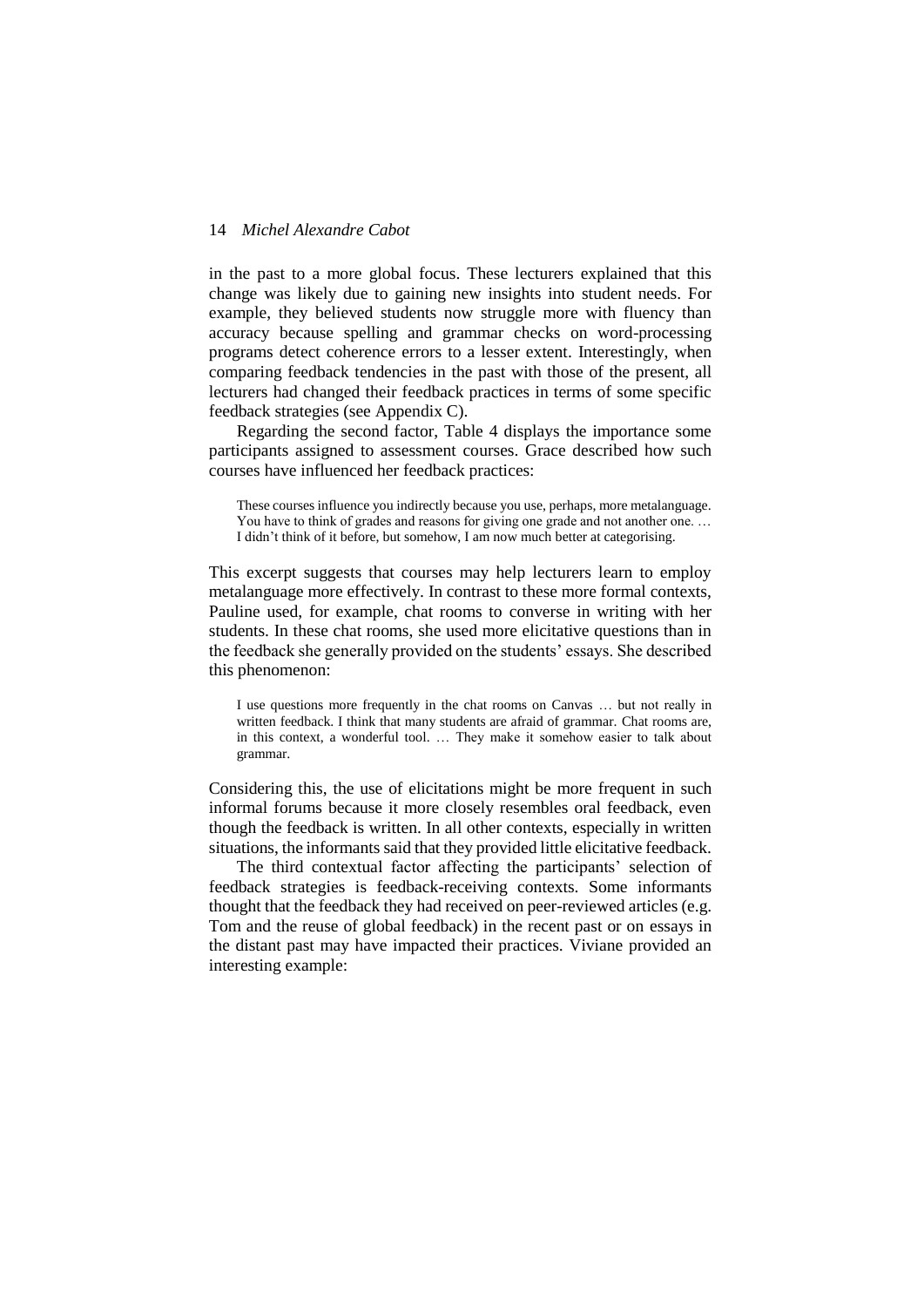in the past to a more global focus. These lecturers explained that this change was likely due to gaining new insights into student needs. For example, they believed students now struggle more with fluency than accuracy because spelling and grammar checks on word-processing programs detect coherence errors to a lesser extent. Interestingly, when comparing feedback tendencies in the past with those of the present, all lecturers had changed their feedback practices in terms of some specific feedback strategies (see Appendix C).

Regarding the second factor, Table 4 displays the importance some participants assigned to assessment courses. Grace described how such courses have influenced her feedback practices:

> These courses influence you indirectly because you use, perhaps, more metalanguage. You have to think of grades and reasons for giving one grade and not another one. … I didn't think of it before, but somehow, I am now much better at categorising.

This excerpt suggests that courses may help lecturers learn to employ metalanguage more effectively. In contrast to these more formal contexts, Pauline used, for example, chat rooms to converse in writing with her students. In these chat rooms, she used more elicitative questions than in the feedback she generally provided on the students' essays. She described this phenomenon:

> I use questions more frequently in the chat rooms on Canvas … but not really in written feedback. I think that many students are afraid of grammar. Chat rooms are, in this context, a wonderful tool. … They make it somehow easier to talk about grammar.

Considering this, the use of elicitations might be more frequent in such informal forums because it more closely resembles oral feedback, even though the feedback is written. In all other contexts, especially in written situations, the informants said that they provided little elicitative feedback.

The third contextual factor affecting the participants' selection of feedback strategies is feedback-receiving contexts. Some informants thought that the feedback they had received on peer-reviewed articles (e.g. Tom and the reuse of global feedback) in the recent past or on essays in the distant past may have impacted their practices. Viviane provided an interesting example: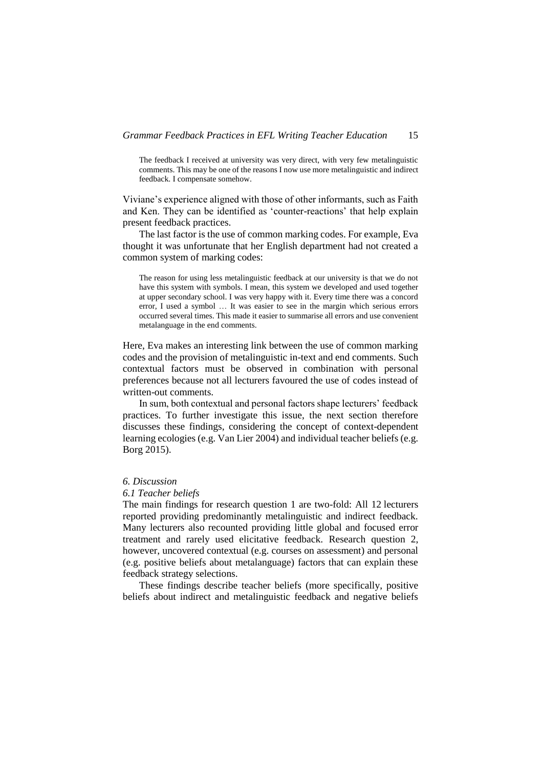> The feedback I received at university was very direct, with very few metalinguistic comments. This may be one of the reasons I now use more metalinguistic and indirect feedback. I compensate somehow.

Viviane's experience aligned with those of other informants, such as Faith and Ken. They can be identified as 'counter-reactions' that help explain present feedback practices.

The last factor is the use of common marking codes. For example, Eva thought it was unfortunate that her English department had not created a common system of marking codes:

> The reason for using less metalinguistic feedback at our university is that we do not have this system with symbols. I mean, this system we developed and used together at upper secondary school. I was very happy with it. Every time there was a concord error, I used a symbol … It was easier to see in the margin which serious errors occurred several times. This made it easier to summarise all errors and use convenient metalanguage in the end comments.

Here, Eva makes an interesting link between the use of common marking codes and the provision of metalinguistic in-text and end comments. Such contextual factors must be observed in combination with personal preferences because not all lecturers favoured the use of codes instead of written-out comments.

In sum, both contextual and personal factors shape lecturers' feedback practices. To further investigate this issue, the next section therefore discusses these findings, considering the concept of context-dependent learning ecologies (e.g. Van Lier 2004) and individual teacher beliefs (e.g. Borg 2015).

## *6. Discussion*

### *6.1 Teacher beliefs*

The main findings for research question 1 are two-fold: All 12 lecturers reported providing predominantly metalinguistic and indirect feedback. Many lecturers also recounted providing little global and focused error treatment and rarely used elicitative feedback. Research question 2, however, uncovered contextual (e.g. courses on assessment) and personal (e.g. positive beliefs about metalanguage) factors that can explain these feedback strategy selections.

These findings describe teacher beliefs (more specifically, positive beliefs about indirect and metalinguistic feedback and negative beliefs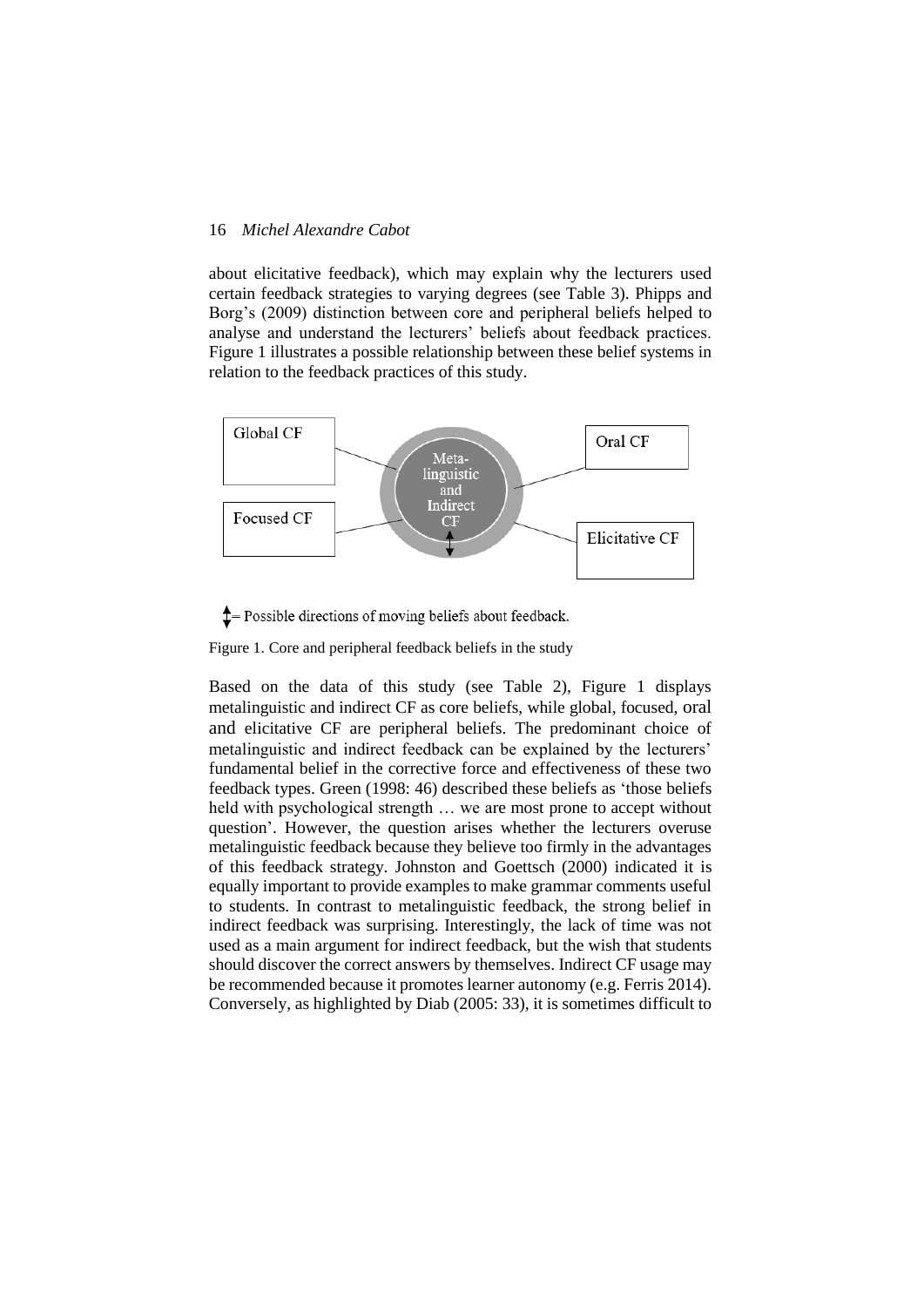about elicitative feedback), which may explain why the lecturers used certain feedback strategies to varying degrees (see Table 3). Phipps and Borg's (2009) distinction between core and peripheral beliefs helped to analyse and understand the lecturers' beliefs about feedback practices. Figure 1 illustrates a possible relationship between these belief systems in relation to the feedback practices of this study.

Global CF

Focused CF

Meta-linguistic and Indirect CF

Oral CF

Elicitative CF

↕= Possible directions of moving beliefs about feedback.

Figure 1. Core and peripheral feedback beliefs in the study

Based on the data of this study (see Table 2), Figure 1 displays metalinguistic and indirect CF as core beliefs, while global, focused, oral and elicitative CF are peripheral beliefs. The predominant choice of metalinguistic and indirect feedback can be explained by the lecturers' fundamental belief in the corrective force and effectiveness of these two feedback types. Green (1998: 46) described these beliefs as 'those beliefs held with psychological strength … we are most prone to accept without question'. However, the question arises whether the lecturers overuse metalinguistic feedback because they believe too firmly in the advantages of this feedback strategy. Johnston and Goettsch (2000) indicated it is equally important to provide examples to make grammar comments useful to students. In contrast to metalinguistic feedback, the strong belief in indirect feedback was surprising. Interestingly, the lack of time was not used as a main argument for indirect feedback, but the wish that students should discover the correct answers by themselves. Indirect CF usage may be recommended because it promotes learner autonomy (e.g. Ferris 2014). Conversely, as highlighted by Diab (2005: 33), it is sometimes difficult to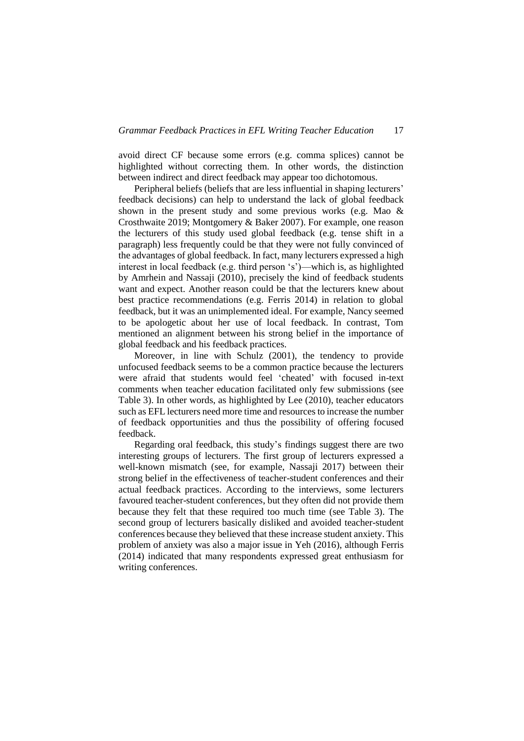avoid direct CF because some errors (e.g. comma splices) cannot be highlighted without correcting them. In other words, the distinction between indirect and direct feedback may appear too dichotomous.

Peripheral beliefs (beliefs that are less influential in shaping lecturers' feedback decisions) can help to understand the lack of global feedback shown in the present study and some previous works (e.g. Mao & Crosthwaite 2019; Montgomery & Baker 2007). For example, one reason the lecturers of this study used global feedback (e.g. tense shift in a paragraph) less frequently could be that they were not fully convinced of the advantages of global feedback. In fact, many lecturers expressed a high interest in local feedback (e.g. third person 's')—which is, as highlighted by Amrhein and Nassaji (2010), precisely the kind of feedback students want and expect. Another reason could be that the lecturers knew about best practice recommendations (e.g. Ferris 2014) in relation to global feedback, but it was an unimplemented ideal. For example, Nancy seemed to be apologetic about her use of local feedback. In contrast, Tom mentioned an alignment between his strong belief in the importance of global feedback and his feedback practices.

Moreover, in line with Schulz (2001), the tendency to provide unfocused feedback seems to be a common practice because the lecturers were afraid that students would feel 'cheated' with focused in-text comments when teacher education facilitated only few submissions (see Table 3). In other words, as highlighted by Lee (2010), teacher educators such as EFL lecturers need more time and resources to increase the number of feedback opportunities and thus the possibility of offering focused feedback.

Regarding oral feedback, this study's findings suggest there are two interesting groups of lecturers. The first group of lecturers expressed a well-known mismatch (see, for example, Nassaji 2017) between their strong belief in the effectiveness of teacher-student conferences and their actual feedback practices. According to the interviews, some lecturers favoured teacher-student conferences, but they often did not provide them because they felt that these required too much time (see Table 3). The second group of lecturers basically disliked and avoided teacher-student conferences because they believed that these increase student anxiety. This problem of anxiety was also a major issue in Yeh (2016), although Ferris (2014) indicated that many respondents expressed great enthusiasm for writing conferences.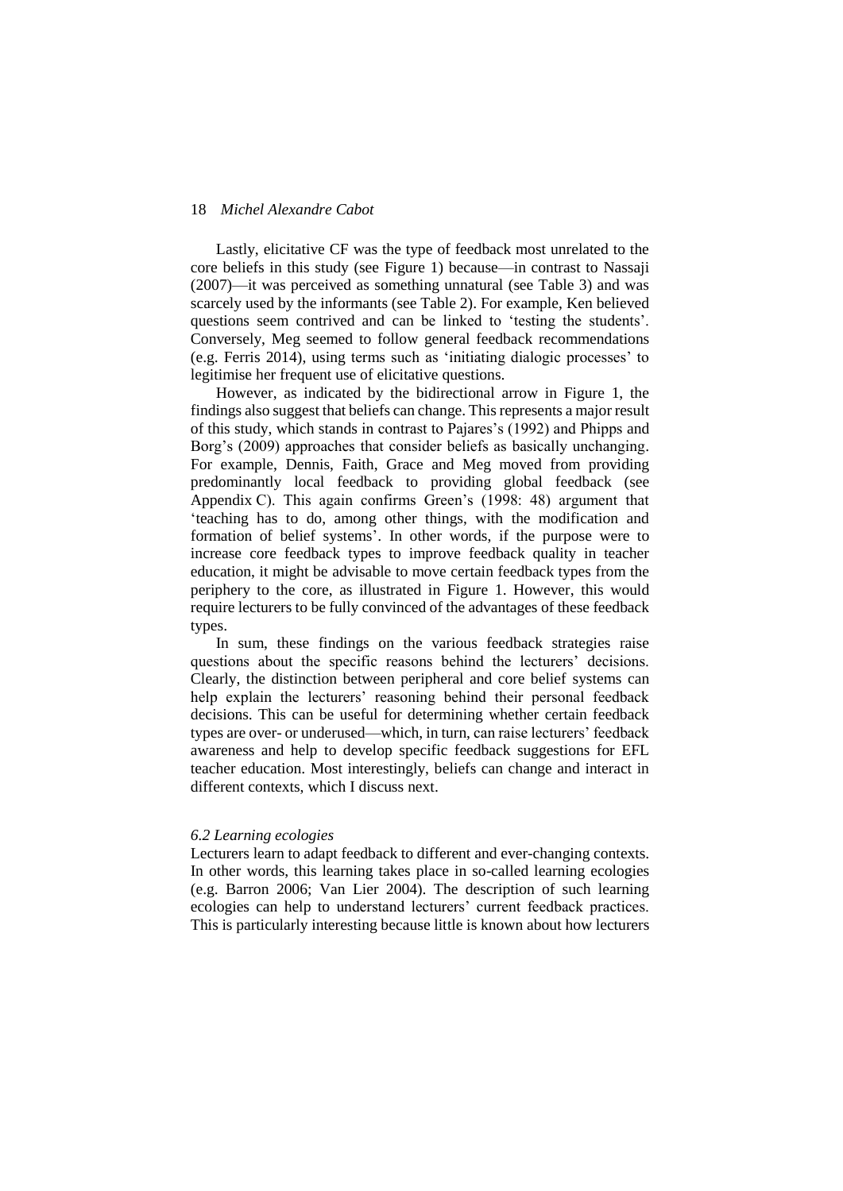Lastly, elicitative CF was the type of feedback most unrelated to the core beliefs in this study (see Figure 1) because—in contrast to Nassaji (2007)—it was perceived as something unnatural (see Table 3) and was scarcely used by the informants (see Table 2). For example, Ken believed questions seem contrived and can be linked to 'testing the students'. Conversely, Meg seemed to follow general feedback recommendations (e.g. Ferris 2014), using terms such as 'initiating dialogic processes' to legitimise her frequent use of elicitative questions.

However, as indicated by the bidirectional arrow in Figure 1, the findings also suggest that beliefs can change. This represents a major result of this study, which stands in contrast to Pajares's (1992) and Phipps and Borg's (2009) approaches that consider beliefs as basically unchanging. For example, Dennis, Faith, Grace and Meg moved from providing predominantly local feedback to providing global feedback (see Appendix C). This again confirms Green's (1998: 48) argument that 'teaching has to do, among other things, with the modification and formation of belief systems'. In other words, if the purpose were to increase core feedback types to improve feedback quality in teacher education, it might be advisable to move certain feedback types from the periphery to the core, as illustrated in Figure 1. However, this would require lecturers to be fully convinced of the advantages of these feedback types.

In sum, these findings on the various feedback strategies raise questions about the specific reasons behind the lecturers' decisions. Clearly, the distinction between peripheral and core belief systems can help explain the lecturers' reasoning behind their personal feedback decisions. This can be useful for determining whether certain feedback types are over- or underused—which, in turn, can raise lecturers' feedback awareness and help to develop specific feedback suggestions for EFL teacher education. Most interestingly, beliefs can change and interact in different contexts, which I discuss next.

### *6.2 Learning ecologies*

Lecturers learn to adapt feedback to different and ever-changing contexts. In other words, this learning takes place in so-called learning ecologies (e.g. Barron 2006; Van Lier 2004). The description of such learning ecologies can help to understand lecturers' current feedback practices. This is particularly interesting because little is known about how lecturers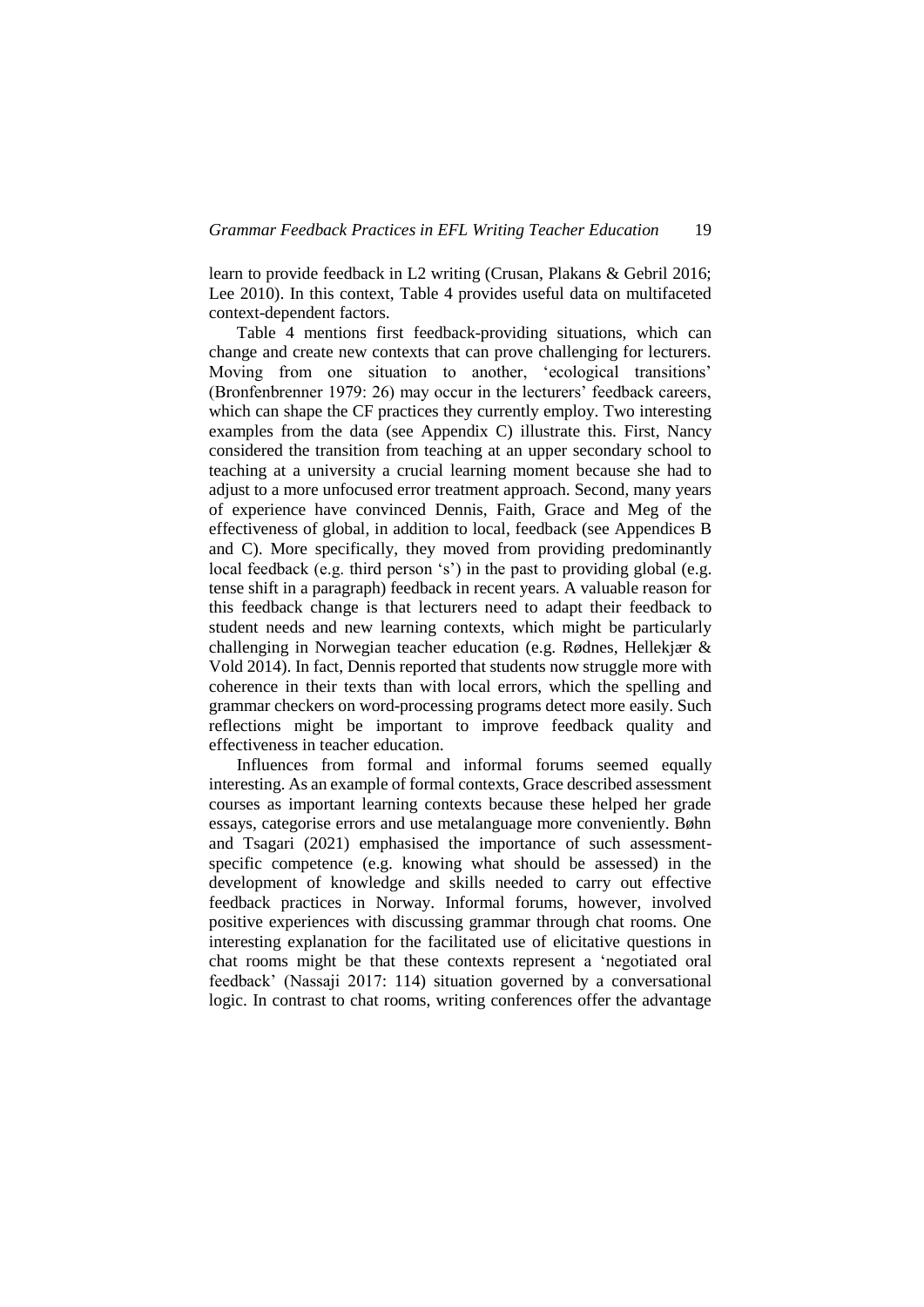learn to provide feedback in L2 writing (Crusan, Plakans & Gebril 2016; Lee 2010). In this context, Table 4 provides useful data on multifaceted context-dependent factors.

Table 4 mentions first feedback-providing situations, which can change and create new contexts that can prove challenging for lecturers. Moving from one situation to another, 'ecological transitions' (Bronfenbrenner 1979: 26) may occur in the lecturers' feedback careers, which can shape the CF practices they currently employ. Two interesting examples from the data (see Appendix C) illustrate this. First, Nancy considered the transition from teaching at an upper secondary school to teaching at a university a crucial learning moment because she had to adjust to a more unfocused error treatment approach. Second, many years of experience have convinced Dennis, Faith, Grace and Meg of the effectiveness of global, in addition to local, feedback (see Appendices B and C). More specifically, they moved from providing predominantly local feedback (e.g. third person 's') in the past to providing global (e.g. tense shift in a paragraph) feedback in recent years. A valuable reason for this feedback change is that lecturers need to adapt their feedback to student needs and new learning contexts, which might be particularly challenging in Norwegian teacher education (e.g. Rødnes, Hellekjær & Vold 2014). In fact, Dennis reported that students now struggle more with coherence in their texts than with local errors, which the spelling and grammar checkers on word-processing programs detect more easily. Such reflections might be important to improve feedback quality and effectiveness in teacher education.

Influences from formal and informal forums seemed equally interesting. As an example of formal contexts, Grace described assessment courses as important learning contexts because these helped her grade essays, categorise errors and use metalanguage more conveniently. Bøhn and Tsagari (2021) emphasised the importance of such assessment-specific competence (e.g. knowing what should be assessed) in the development of knowledge and skills needed to carry out effective feedback practices in Norway. Informal forums, however, involved positive experiences with discussing grammar through chat rooms. One interesting explanation for the facilitated use of elicitative questions in chat rooms might be that these contexts represent a 'negotiated oral feedback' (Nassaji 2017: 114) situation governed by a conversational logic. In contrast to chat rooms, writing conferences offer the advantage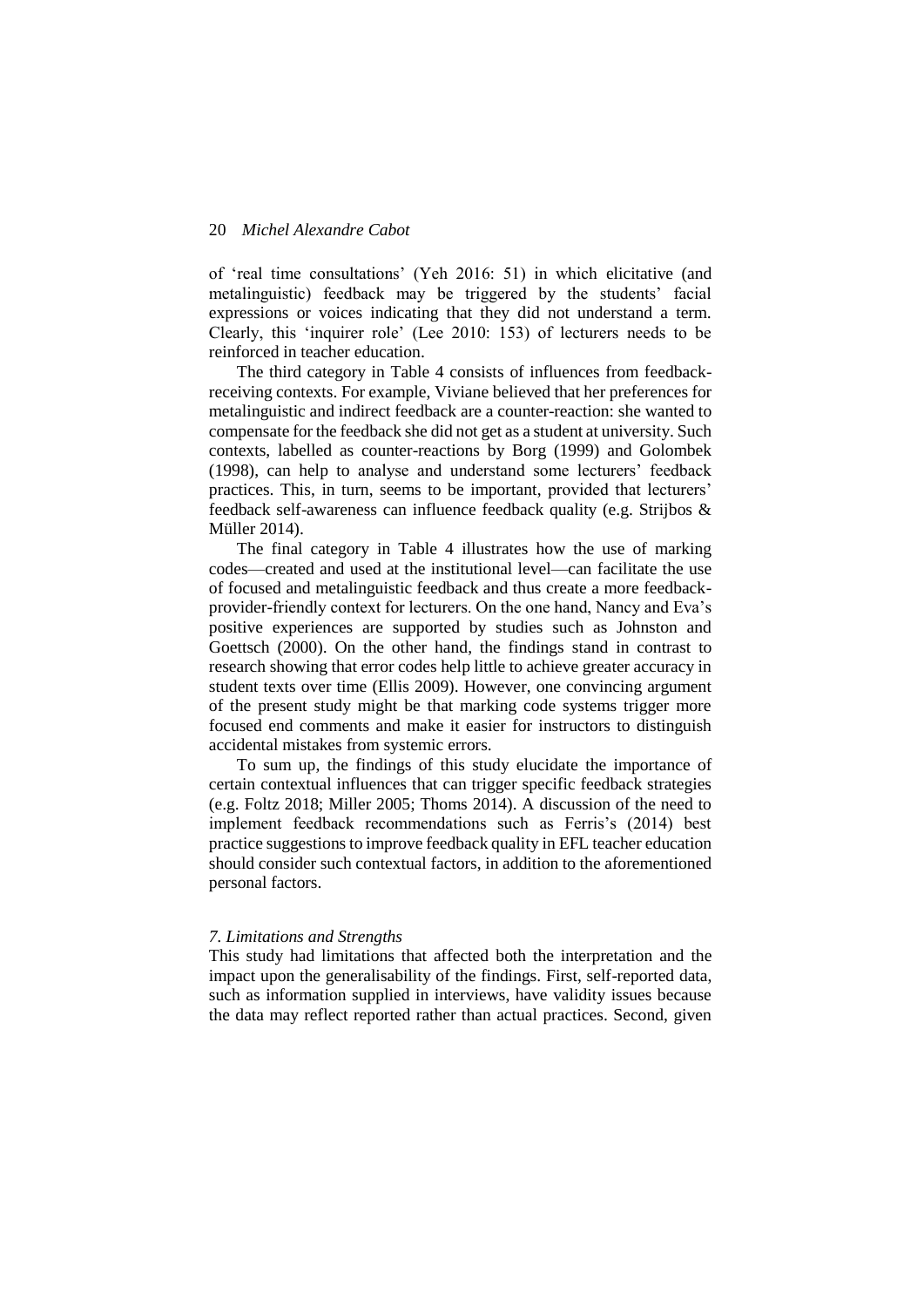of 'real time consultations' (Yeh 2016: 51) in which elicitative (and metalinguistic) feedback may be triggered by the students' facial expressions or voices indicating that they did not understand a term. Clearly, this 'inquirer role' (Lee 2010: 153) of lecturers needs to be reinforced in teacher education.

The third category in Table 4 consists of influences from feedback-receiving contexts. For example, Viviane believed that her preferences for metalinguistic and indirect feedback are a counter-reaction: she wanted to compensate for the feedback she did not get as a student at university. Such contexts, labelled as counter-reactions by Borg (1999) and Golombek (1998), can help to analyse and understand some lecturers' feedback practices. This, in turn, seems to be important, provided that lecturers' feedback self-awareness can influence feedback quality (e.g. Strijbos & Müller 2014).

The final category in Table 4 illustrates how the use of marking codes—created and used at the institutional level—can facilitate the use of focused and metalinguistic feedback and thus create a more feedback-provider-friendly context for lecturers. On the one hand, Nancy and Eva's positive experiences are supported by studies such as Johnston and Goettsch (2000). On the other hand, the findings stand in contrast to research showing that error codes help little to achieve greater accuracy in student texts over time (Ellis 2009). However, one convincing argument of the present study might be that marking code systems trigger more focused end comments and make it easier for instructors to distinguish accidental mistakes from systemic errors.

To sum up, the findings of this study elucidate the importance of certain contextual influences that can trigger specific feedback strategies (e.g. Foltz 2018; Miller 2005; Thoms 2014). A discussion of the need to implement feedback recommendations such as Ferris's (2014) best practice suggestions to improve feedback quality in EFL teacher education should consider such contextual factors, in addition to the aforementioned personal factors.

## *7. Limitations and Strengths*

This study had limitations that affected both the interpretation and the impact upon the generalisability of the findings. First, self-reported data, such as information supplied in interviews, have validity issues because the data may reflect reported rather than actual practices. Second, given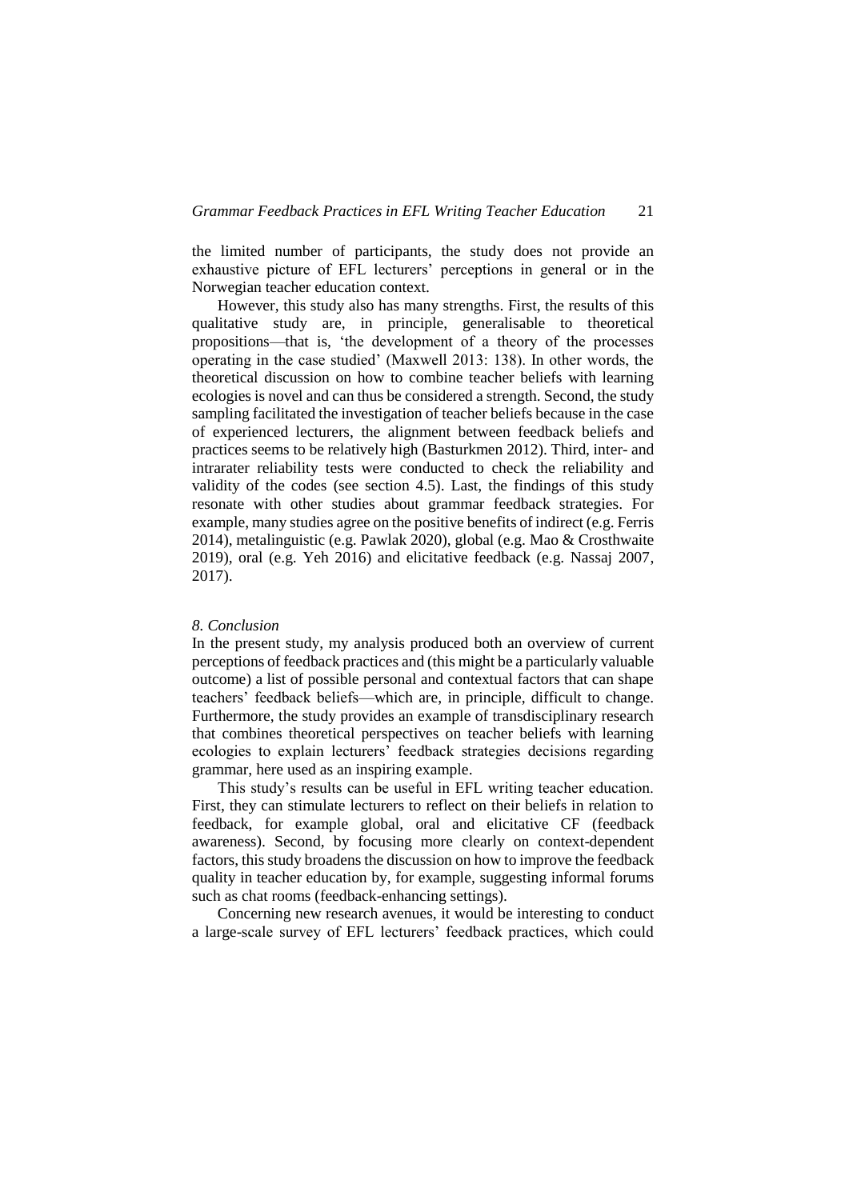the limited number of participants, the study does not provide an exhaustive picture of EFL lecturers' perceptions in general or in the Norwegian teacher education context.

However, this study also has many strengths. First, the results of this qualitative study are, in principle, generalisable to theoretical propositions—that is, 'the development of a theory of the processes operating in the case studied' (Maxwell 2013: 138). In other words, the theoretical discussion on how to combine teacher beliefs with learning ecologies is novel and can thus be considered a strength. Second, the study sampling facilitated the investigation of teacher beliefs because in the case of experienced lecturers, the alignment between feedback beliefs and practices seems to be relatively high (Basturkmen 2012). Third, inter- and intrarater reliability tests were conducted to check the reliability and validity of the codes (see section 4.5). Last, the findings of this study resonate with other studies about grammar feedback strategies. For example, many studies agree on the positive benefits of indirect (e.g. Ferris 2014), metalinguistic (e.g. Pawlak 2020), global (e.g. Mao & Crosthwaite 2019), oral (e.g. Yeh 2016) and elicitative feedback (e.g. Nassaj 2007, 2017).

## *8. Conclusion*

In the present study, my analysis produced both an overview of current perceptions of feedback practices and (this might be a particularly valuable outcome) a list of possible personal and contextual factors that can shape teachers' feedback beliefs—which are, in principle, difficult to change. Furthermore, the study provides an example of transdisciplinary research that combines theoretical perspectives on teacher beliefs with learning ecologies to explain lecturers' feedback strategies decisions regarding grammar, here used as an inspiring example.

This study's results can be useful in EFL writing teacher education. First, they can stimulate lecturers to reflect on their beliefs in relation to feedback, for example global, oral and elicitative CF (feedback awareness). Second, by focusing more clearly on context-dependent factors, this study broadens the discussion on how to improve the feedback quality in teacher education by, for example, suggesting informal forums such as chat rooms (feedback-enhancing settings).

Concerning new research avenues, it would be interesting to conduct a large-scale survey of EFL lecturers' feedback practices, which could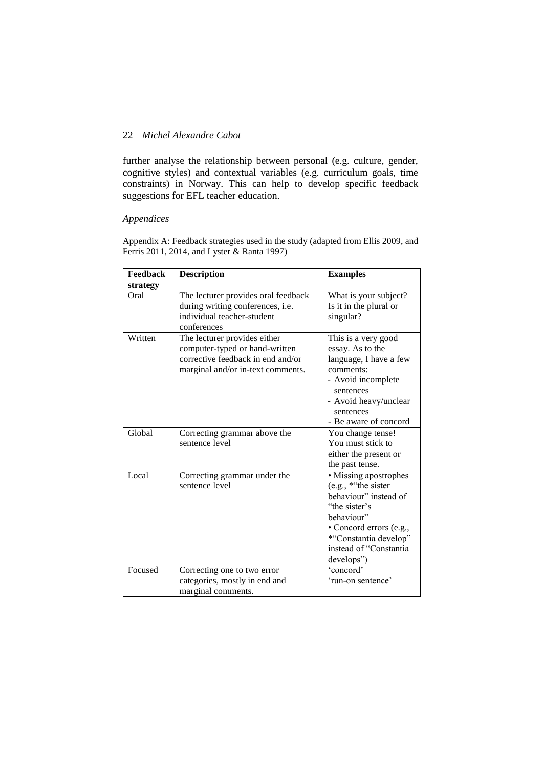further analyse the relationship between personal (e.g. culture, gender, cognitive styles) and contextual variables (e.g. curriculum goals, time constraints) in Norway. This can help to develop specific feedback suggestions for EFL teacher education.

*Appendices*

Appendix A: Feedback strategies used in the study (adapted from Ellis 2009, and Ferris 2011, 2014, and Lyster & Ranta 1997)

| **Feedback strategy** | **Description** | **Examples** |
|---|---|---|
| Oral | The lecturer provides oral feedback during writing conferences, i.e. individual teacher-student conferences | What is your subject? Is it in the plural or singular? |
| Written | The lecturer provides either computer-typed or hand-written corrective feedback in end and/or marginal and/or in-text comments. | This is a very good essay. As to the language, I have a few comments:<br>- Avoid incomplete sentences<br>- Avoid heavy/unclear sentences<br>- Be aware of concord |
| Global | Correcting grammar above the sentence level | You change tense! You must stick to either the present or the past tense. |
| Local | Correcting grammar under the sentence level | • Missing apostrophes (e.g., *"the sister behaviour" instead of "the sister's behaviour"<br>• Concord errors (e.g., *"Constantia develop" instead of "Constantia develops") |
| Focused | Correcting one to two error categories, mostly in end and marginal comments. | 'concord'<br>'run-on sentence' |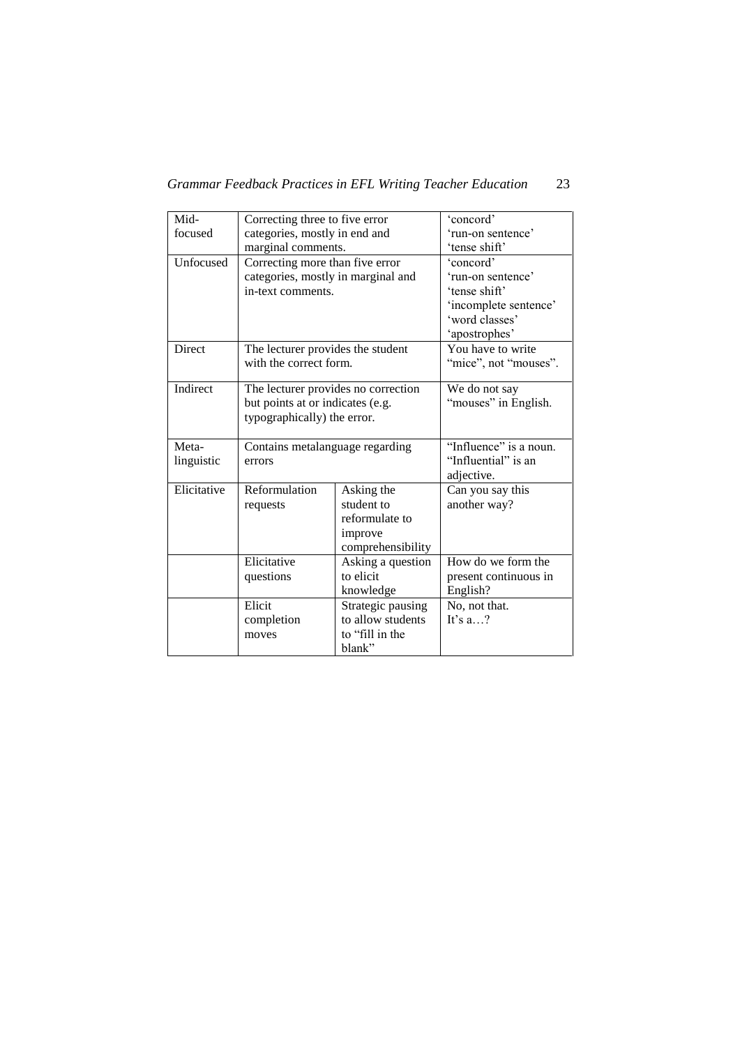| | | | |
|---|---|---|---|
| Mid-focused | Correcting three to five error categories, mostly in end and marginal comments. | | 'concord'<br>'run-on sentence'<br>'tense shift' |
| Unfocused | Correcting more than five error categories, mostly in marginal and in-text comments. | | 'concord'<br>'run-on sentence'<br>'tense shift'<br>'incomplete sentence'<br>'word classes'<br>'apostrophes' |
| Direct | The lecturer provides the student with the correct form. | | You have to write "mice", not "mouses". |
| Indirect | The lecturer provides no correction but points at or indicates (e.g. typographically) the error. | | We do not say "mouses" in English. |
| Meta-linguistic | Contains metalanguage regarding errors | | "Influence" is a noun. "Influential" is an adjective. |
| Elicitative | Reformulation requests | Asking the student to reformulate to improve comprehensibility | Can you say this another way? |
| | Elicitative questions | Asking a question to elicit knowledge | How do we form the present continuous in English? |
| | Elicit completion moves | Strategic pausing to allow students to "fill in the blank" | No, not that. It's a…? |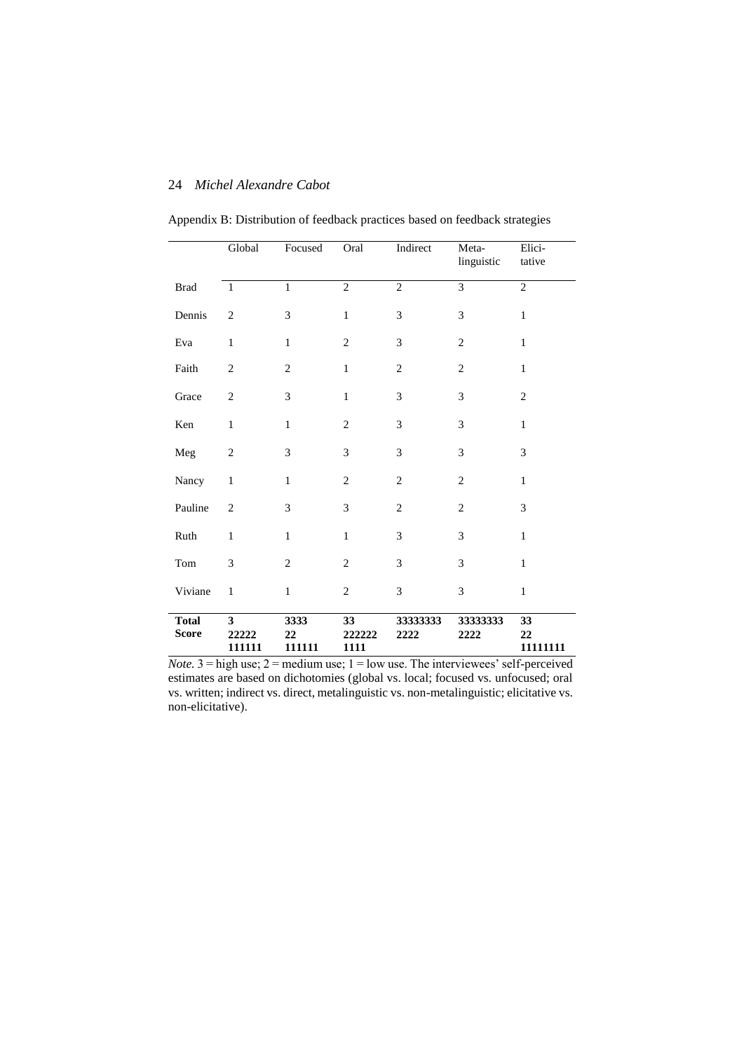Appendix B: Distribution of feedback practices based on feedback strategies

| | Global | Focused | Oral | Indirect | Meta-linguistic | Elici-tative |
|---|---|---|---|---|---|---|
| Brad | 1 | 1 | 2 | 2 | 3 | 2 |
| Dennis | 2 | 3 | 1 | 3 | 3 | 1 |
| Eva | 1 | 1 | 2 | 3 | 2 | 1 |
| Faith | 2 | 2 | 1 | 2 | 2 | 1 |
| Grace | 2 | 3 | 1 | 3 | 3 | 2 |
| Ken | 1 | 1 | 2 | 3 | 3 | 1 |
| Meg | 2 | 3 | 3 | 3 | 3 | 3 |
| Nancy | 1 | 1 | 2 | 2 | 2 | 1 |
| Pauline | 2 | 3 | 3 | 2 | 2 | 3 |
| Ruth | 1 | 1 | 1 | 3 | 3 | 1 |
| Tom | 3 | 2 | 2 | 3 | 3 | 1 |
| Viviane | 1 | 1 | 2 | 3 | 3 | 1 |
| **Total Score** | **3 22222 111111** | **3333 22 111111** | **33 222222 1111** | **33333333 2222** | **33333333 2222** | **33 22 11111111** |

*Note.* 3 = high use; 2 = medium use; 1 = low use. The interviewees' self-perceived estimates are based on dichotomies (global vs. local; focused vs. unfocused; oral vs. written; indirect vs. direct, metalinguistic vs. non-metalinguistic; elicitative vs. non-elicitative).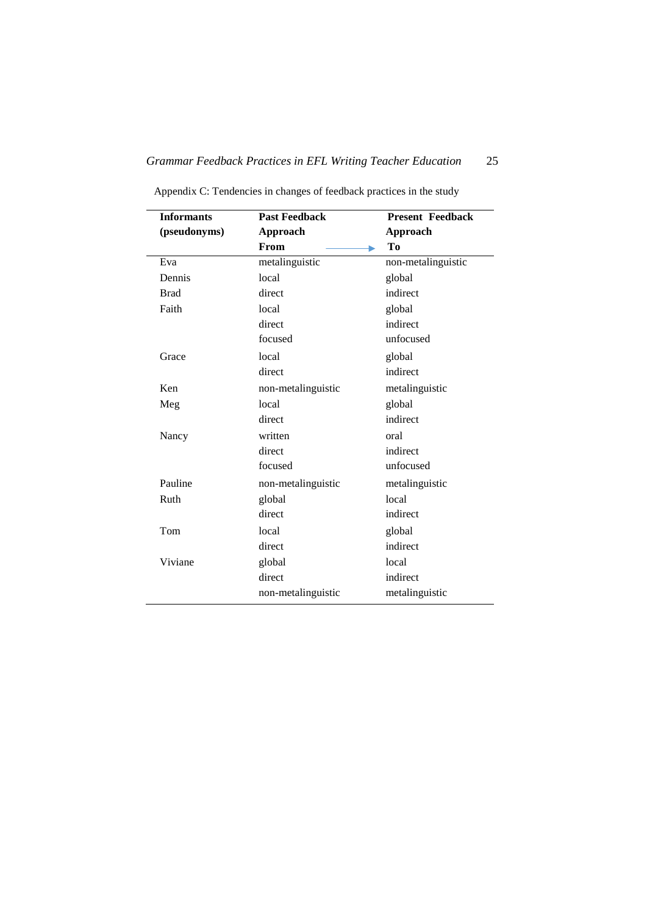Appendix C: Tendencies in changes of feedback practices in the study

| Informants (pseudonyms) | Past Feedback Approach From → | Present Feedback Approach To |
|---|---|---|
| Eva | metalinguistic | non-metalinguistic |
| Dennis | local | global |
| Brad | direct | indirect |
| Faith | local | global |
| | direct | indirect |
| | focused | unfocused |
| Grace | local | global |
| | direct | indirect |
| Ken | non-metalinguistic | metalinguistic |
| Meg | local | global |
| | direct | indirect |
| Nancy | written | oral |
| | direct | indirect |
| | focused | unfocused |
| Pauline | non-metalinguistic | metalinguistic |
| Ruth | global | local |
| | direct | indirect |
| Tom | local | global |
| | direct | indirect |
| Viviane | global | local |
| | direct | indirect |
| | non-metalinguistic | metalinguistic |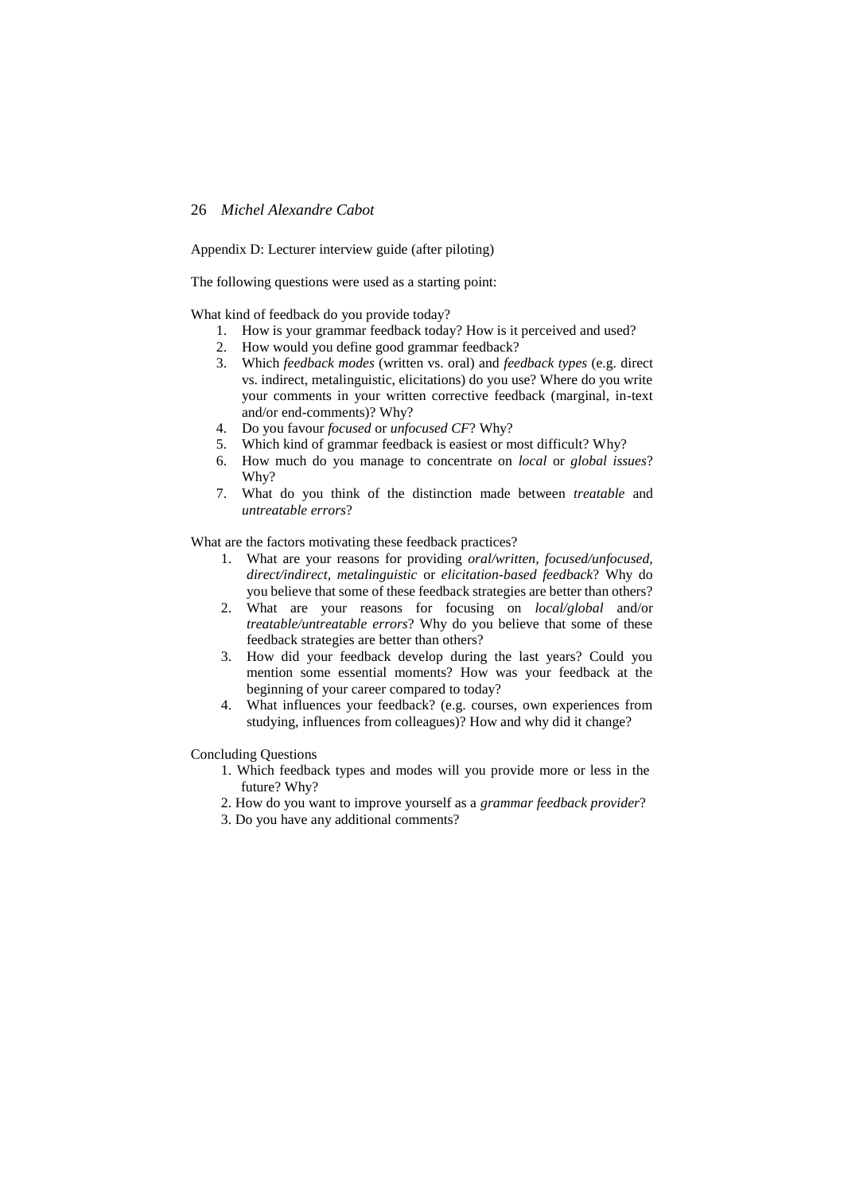Appendix D: Lecturer interview guide (after piloting)

The following questions were used as a starting point:

What kind of feedback do you provide today?

1. How is your grammar feedback today? How is it perceived and used?
2. How would you define good grammar feedback?
3. Which *feedback modes* (written vs. oral) and *feedback types* (e.g. direct vs. indirect, metalinguistic, elicitations) do you use? Where do you write your comments in your written corrective feedback (marginal, in-text and/or end-comments)? Why?
4. Do you favour *focused* or *unfocused CF*? Why?
5. Which kind of grammar feedback is easiest or most difficult? Why?
6. How much do you manage to concentrate on *local* or *global issues*? Why?
7. What do you think of the distinction made between *treatable* and *untreatable errors*?

What are the factors motivating these feedback practices?

1. What are your reasons for providing *oral/written, focused/unfocused, direct/indirect, metalinguistic* or *elicitation-based feedback*? Why do you believe that some of these feedback strategies are better than others?
2. What are your reasons for focusing on *local/global* and/or *treatable/untreatable errors*? Why do you believe that some of these feedback strategies are better than others?
3. How did your feedback develop during the last years? Could you mention some essential moments? How was your feedback at the beginning of your career compared to today?
4. What influences your feedback? (e.g. courses, own experiences from studying, influences from colleagues)? How and why did it change?

Concluding Questions

1. Which feedback types and modes will you provide more or less in the future? Why?
2. How do you want to improve yourself as a *grammar feedback provider*?
3. Do you have any additional comments?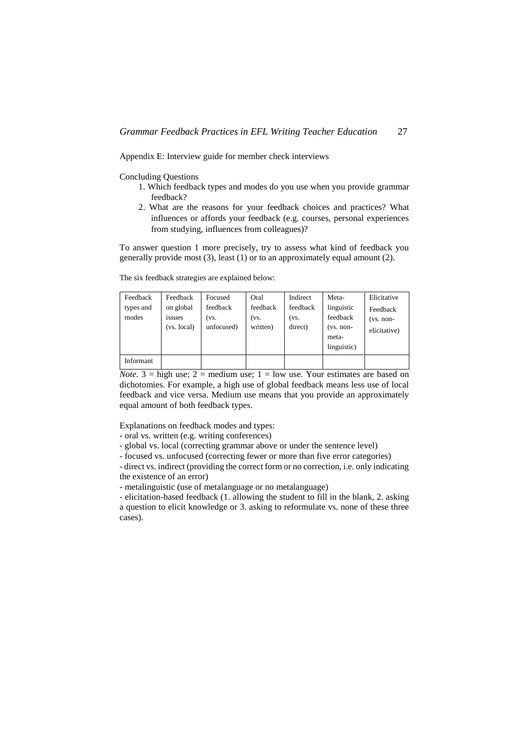Appendix E: Interview guide for member check interviews

Concluding Questions

1. Which feedback types and modes do you use when you provide grammar feedback?
2. What are the reasons for your feedback choices and practices? What influences or affords your feedback (e.g. courses, personal experiences from studying, influences from colleagues)?

To answer question 1 more precisely, try to assess what kind of feedback you generally provide most (3), least (1) or to an approximately equal amount (2).

The six feedback strategies are explained below:

| Feedback types and modes | Feedback on global issues (vs. local) | Focused feedback (vs. unfocused) | Oral feedback (vs. written) | Indirect feedback (vs. direct) | Meta-linguistic feedback (vs. non-meta-linguistic) | Elicitative Feedback (vs. non-elicitative) |
|---|---|---|---|---|---|---|
| Informant | | | | | | |

*Note.* 3 = high use; 2 = medium use; 1 = low use. Your estimates are based on dichotomies. For example, a high use of global feedback means less use of local feedback and vice versa. Medium use means that you provide an approximately equal amount of both feedback types.

Explanations on feedback modes and types:

- oral vs. written (e.g. writing conferences)
- global vs. local (correcting grammar above or under the sentence level)
- focused vs. unfocused (correcting fewer or more than five error categories)
- direct vs. indirect (providing the correct form or no correction, i.e. only indicating the existence of an error)
- metalinguistic (use of metalanguage or no metalanguage)
- elicitation-based feedback (1. allowing the student to fill in the blank, 2. asking a question to elicit knowledge or 3. asking to reformulate vs. none of these three cases).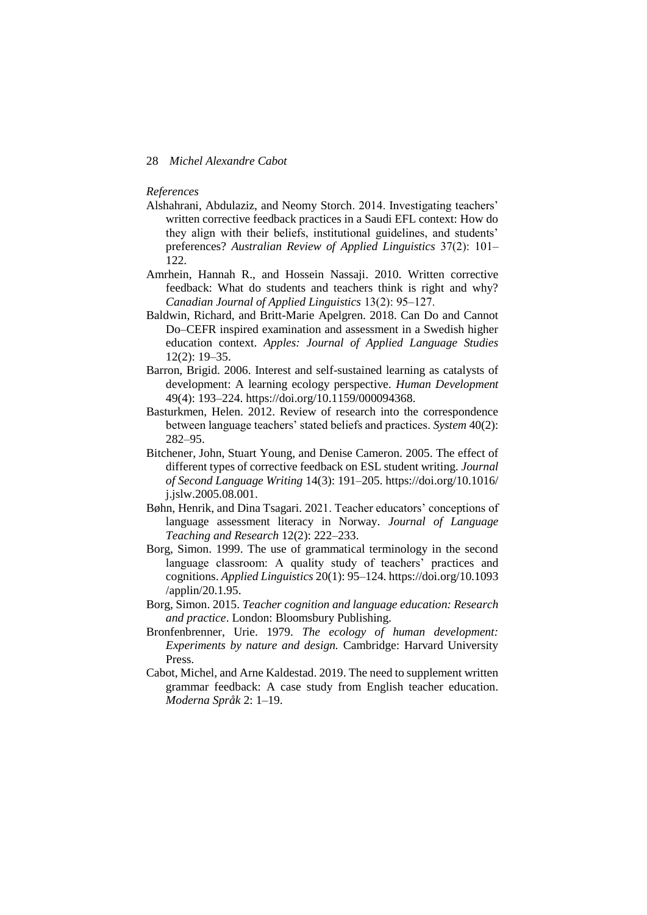*References*

Alshahrani, Abdulaziz, and Neomy Storch. 2014. Investigating teachers' written corrective feedback practices in a Saudi EFL context: How do they align with their beliefs, institutional guidelines, and students' preferences? *Australian Review of Applied Linguistics* 37(2): 101–122.

Amrhein, Hannah R., and Hossein Nassaji. 2010. Written corrective feedback: What do students and teachers think is right and why? *Canadian Journal of Applied Linguistics* 13(2): 95–127.

Baldwin, Richard, and Britt-Marie Apelgren. 2018. Can Do and Cannot Do–CEFR inspired examination and assessment in a Swedish higher education context. *Apples: Journal of Applied Language Studies* 12(2): 19–35.

Barron, Brigid. 2006. Interest and self-sustained learning as catalysts of development: A learning ecology perspective. *Human Development* 49(4): 193–224. https://doi.org/10.1159/000094368.

Basturkmen, Helen. 2012. Review of research into the correspondence between language teachers' stated beliefs and practices. *System* 40(2): 282–95.

Bitchener, John, Stuart Young, and Denise Cameron. 2005. The effect of different types of corrective feedback on ESL student writing. *Journal of Second Language Writing* 14(3): 191–205. https://doi.org/10.1016/j.jslw.2005.08.001.

Bøhn, Henrik, and Dina Tsagari. 2021. Teacher educators' conceptions of language assessment literacy in Norway. *Journal of Language Teaching and Research* 12(2): 222–233.

Borg, Simon. 1999. The use of grammatical terminology in the second language classroom: A quality study of teachers' practices and cognitions. *Applied Linguistics* 20(1): 95–124. https://doi.org/10.1093/applin/20.1.95.

Borg, Simon. 2015. *Teacher cognition and language education: Research and practice*. London: Bloomsbury Publishing.

Bronfenbrenner, Urie. 1979. *The ecology of human development: Experiments by nature and design.* Cambridge: Harvard University Press.

Cabot, Michel, and Arne Kaldestad. 2019. The need to supplement written grammar feedback: A case study from English teacher education. *Moderna Språk* 2: 1–19.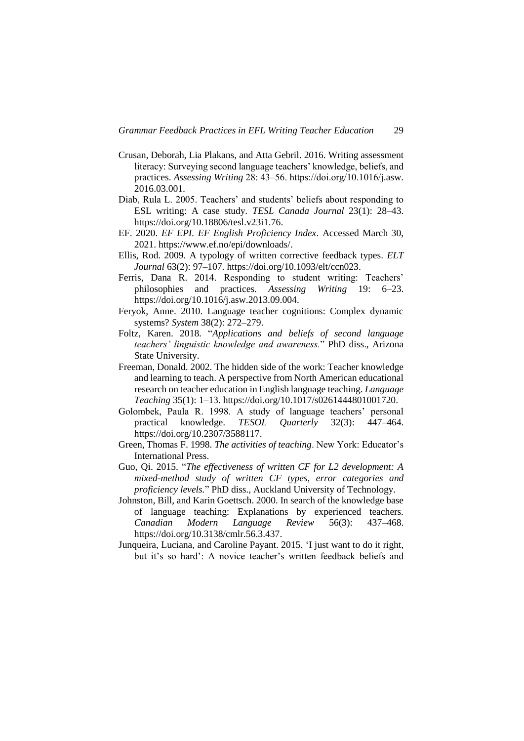Crusan, Deborah, Lia Plakans, and Atta Gebril. 2016. Writing assessment literacy: Surveying second language teachers' knowledge, beliefs, and practices. *Assessing Writing* 28: 43–56. https://doi.org/10.1016/j.asw.2016.03.001.

Diab, Rula L. 2005. Teachers' and students' beliefs about responding to ESL writing: A case study. *TESL Canada Journal* 23(1): 28–43. https://doi.org/10.18806/tesl.v23i1.76.

EF. 2020. *EF EPI. EF English Proficiency Index*. Accessed March 30, 2021. https://www.ef.no/epi/downloads/.

Ellis, Rod. 2009. A typology of written corrective feedback types. *ELT Journal* 63(2): 97–107. https://doi.org/10.1093/elt/ccn023.

Ferris, Dana R. 2014. Responding to student writing: Teachers' philosophies and practices. *Assessing Writing* 19: 6–23. https://doi.org/10.1016/j.asw.2013.09.004.

Feryok, Anne. 2010. Language teacher cognitions: Complex dynamic systems? *System* 38(2): 272–279.

Foltz, Karen. 2018. "*Applications and beliefs of second language teachers' linguistic knowledge and awareness.*" PhD diss., Arizona State University.

Freeman, Donald. 2002. The hidden side of the work: Teacher knowledge and learning to teach. A perspective from North American educational research on teacher education in English language teaching. *Language Teaching* 35(1): 1–13. https://doi.org/10.1017/s0261444801001720.

Golombek, Paula R. 1998. A study of language teachers' personal practical knowledge. *TESOL Quarterly* 32(3): 447–464. https://doi.org/10.2307/3588117.

Green, Thomas F. 1998. *The activities of teaching*. New York: Educator's International Press.

Guo, Qi. 2015. "*The effectiveness of written CF for L2 development: A mixed-method study of written CF types, error categories and proficiency levels.*" PhD diss., Auckland University of Technology.

Johnston, Bill, and Karin Goettsch. 2000. In search of the knowledge base of language teaching: Explanations by experienced teachers. *Canadian Modern Language Review* 56(3): 437–468. https://doi.org/10.3138/cmlr.56.3.437.

Junqueira, Luciana, and Caroline Payant. 2015. 'I just want to do it right, but it's so hard': A novice teacher's written feedback beliefs and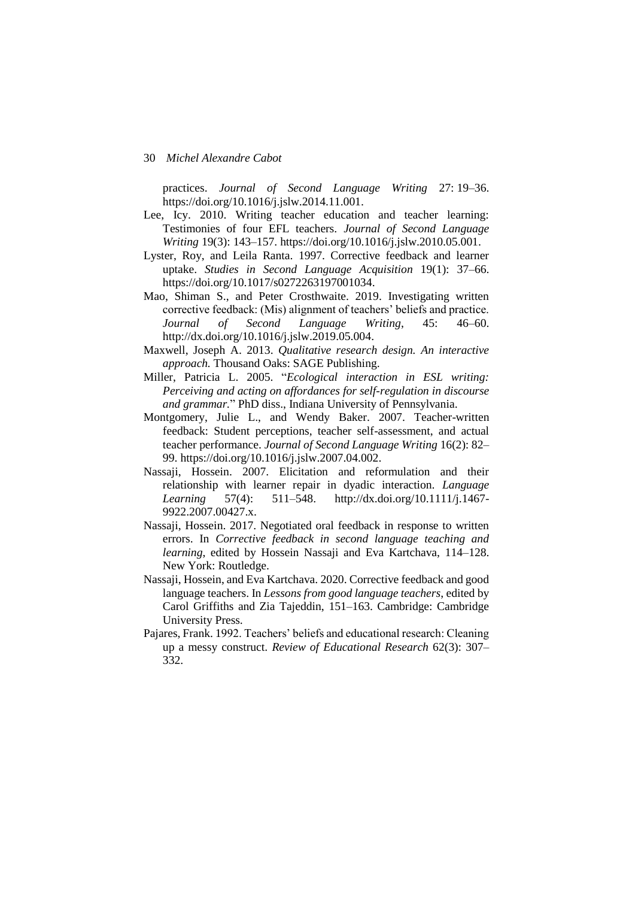practices. *Journal of Second Language Writing* 27: 19–36. https://doi.org/10.1016/j.jslw.2014.11.001.

Lee, Icy. 2010. Writing teacher education and teacher learning: Testimonies of four EFL teachers. *Journal of Second Language Writing* 19(3): 143–157. https://doi.org/10.1016/j.jslw.2010.05.001.

Lyster, Roy, and Leila Ranta. 1997. Corrective feedback and learner uptake. *Studies in Second Language Acquisition* 19(1): 37–66. https://doi.org/10.1017/s0272263197001034.

Mao, Shiman S., and Peter Crosthwaite. 2019. Investigating written corrective feedback: (Mis) alignment of teachers' beliefs and practice. *Journal of Second Language Writing*, 45: 46–60. http://dx.doi.org/10.1016/j.jslw.2019.05.004.

Maxwell, Joseph A. 2013. *Qualitative research design. An interactive approach.* Thousand Oaks: SAGE Publishing.

Miller, Patricia L. 2005. "*Ecological interaction in ESL writing: Perceiving and acting on affordances for self-regulation in discourse and grammar.*" PhD diss., Indiana University of Pennsylvania.

Montgomery, Julie L., and Wendy Baker. 2007. Teacher-written feedback: Student perceptions, teacher self-assessment, and actual teacher performance. *Journal of Second Language Writing* 16(2): 82–99. https://doi.org/10.1016/j.jslw.2007.04.002.

Nassaji, Hossein. 2007. Elicitation and reformulation and their relationship with learner repair in dyadic interaction. *Language Learning* 57(4): 511–548. http://dx.doi.org/10.1111/j.1467-9922.2007.00427.x.

Nassaji, Hossein. 2017. Negotiated oral feedback in response to written errors. In *Corrective feedback in second language teaching and learning*, edited by Hossein Nassaji and Eva Kartchava, 114–128. New York: Routledge.

Nassaji, Hossein, and Eva Kartchava. 2020. Corrective feedback and good language teachers. In *Lessons from good language teachers*, edited by Carol Griffiths and Zia Tajeddin, 151–163. Cambridge: Cambridge University Press.

Pajares, Frank. 1992. Teachers' beliefs and educational research: Cleaning up a messy construct. *Review of Educational Research* 62(3): 307–332.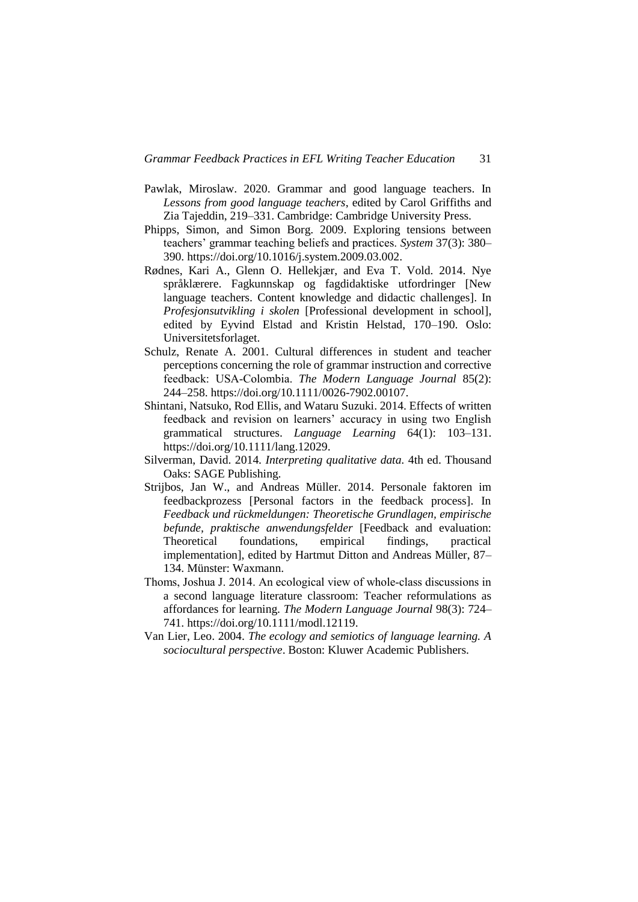Pawlak, Miroslaw. 2020. Grammar and good language teachers. In *Lessons from good language teachers*, edited by Carol Griffiths and Zia Tajeddin, 219–331. Cambridge: Cambridge University Press.

Phipps, Simon, and Simon Borg. 2009. Exploring tensions between teachers' grammar teaching beliefs and practices. *System* 37(3): 380–390. https://doi.org/10.1016/j.system.2009.03.002.

Rødnes, Kari A., Glenn O. Hellekjær, and Eva T. Vold. 2014. Nye språklærere. Fagkunnskap og fagdidaktiske utfordringer [New language teachers. Content knowledge and didactic challenges]. In *Profesjonsutvikling i skolen* [Professional development in school], edited by Eyvind Elstad and Kristin Helstad, 170–190. Oslo: Universitetsforlaget.

Schulz, Renate A. 2001. Cultural differences in student and teacher perceptions concerning the role of grammar instruction and corrective feedback: USA-Colombia. *The Modern Language Journal* 85(2): 244–258. https://doi.org/10.1111/0026-7902.00107.

Shintani, Natsuko, Rod Ellis, and Wataru Suzuki. 2014. Effects of written feedback and revision on learners' accuracy in using two English grammatical structures. *Language Learning* 64(1): 103–131. https://doi.org/10.1111/lang.12029.

Silverman, David. 2014. *Interpreting qualitative data.* 4th ed. Thousand Oaks: SAGE Publishing.

Strijbos, Jan W., and Andreas Müller. 2014. Personale faktoren im feedbackprozess [Personal factors in the feedback process]. In *Feedback und rückmeldungen: Theoretische Grundlagen, empirische befunde, praktische anwendungsfelder* [Feedback and evaluation: Theoretical foundations, empirical findings, practical implementation], edited by Hartmut Ditton and Andreas Müller, 87–134. Münster: Waxmann.

Thoms, Joshua J. 2014. An ecological view of whole-class discussions in a second language literature classroom: Teacher reformulations as affordances for learning. *The Modern Language Journal* 98(3): 724–741. https://doi.org/10.1111/modl.12119.

Van Lier, Leo. 2004. *The ecology and semiotics of language learning. A sociocultural perspective*. Boston: Kluwer Academic Publishers.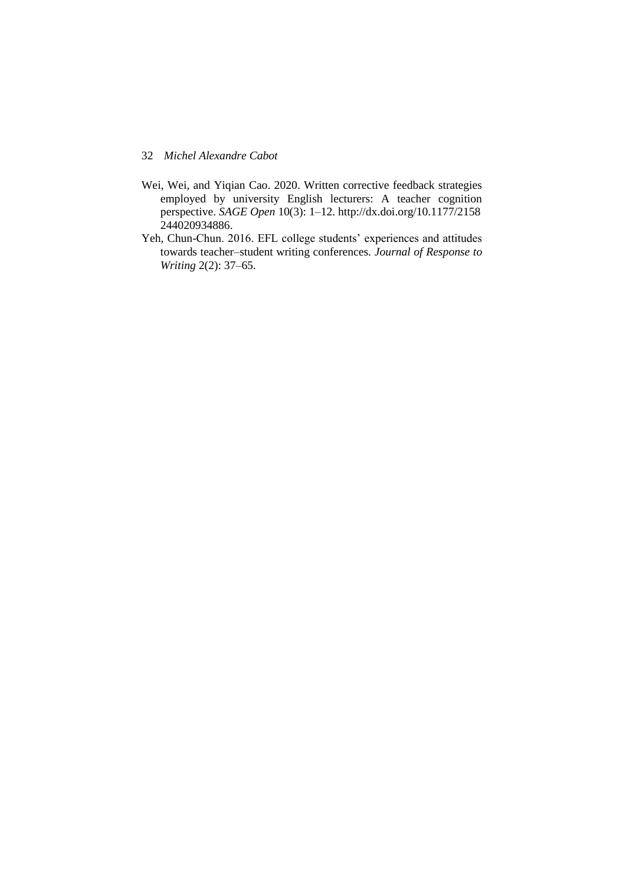Wei, Wei, and Yiqian Cao. 2020. Written corrective feedback strategies employed by university English lecturers: A teacher cognition perspective. *SAGE Open* 10(3): 1–12. http://dx.doi.org/10.1177/2158244020934886.

Yeh, Chun-Chun. 2016. EFL college students' experiences and attitudes towards teacher–student writing conferences. *Journal of Response to Writing* 2(2): 37–65.